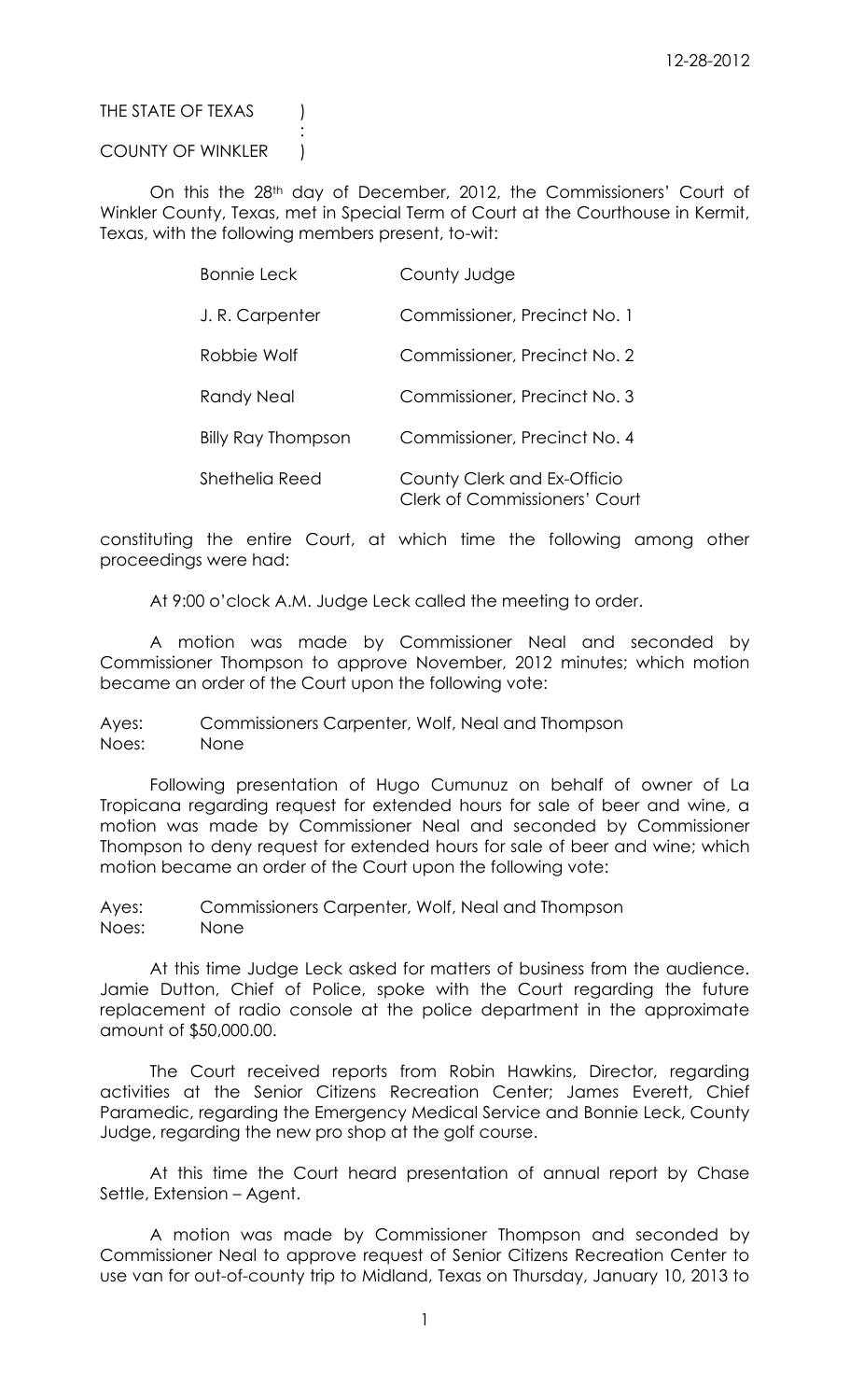12-28-2012

THE STATE OF TEXAS )
:
COUNTY OF WINKLER )

On this the 28th day of December, 2012, the Commissioners' Court of Winkler County, Texas, met in Special Term of Court at the Courthouse in Kermit, Texas, with the following members present, to-wit:

| | |
|---|---|
| Bonnie Leck | County Judge |
| J. R. Carpenter | Commissioner, Precinct No. 1 |
| Robbie Wolf | Commissioner, Precinct No. 2 |
| Randy Neal | Commissioner, Precinct No. 3 |
| Billy Ray Thompson | Commissioner, Precinct No. 4 |
| Shethelia Reed | County Clerk and Ex-Officio Clerk of Commissioners' Court |

constituting the entire Court, at which time the following among other proceedings were had:

At 9:00 o'clock A.M. Judge Leck called the meeting to order.

A motion was made by Commissioner Neal and seconded by Commissioner Thompson to approve November, 2012 minutes; which motion became an order of the Court upon the following vote:

Ayes: Commissioners Carpenter, Wolf, Neal and Thompson
Noes: None

Following presentation of Hugo Cumunuz on behalf of owner of La Tropicana regarding request for extended hours for sale of beer and wine, a motion was made by Commissioner Neal and seconded by Commissioner Thompson to deny request for extended hours for sale of beer and wine; which motion became an order of the Court upon the following vote:

Ayes: Commissioners Carpenter, Wolf, Neal and Thompson
Noes: None

At this time Judge Leck asked for matters of business from the audience. Jamie Dutton, Chief of Police, spoke with the Court regarding the future replacement of radio console at the police department in the approximate amount of $50,000.00.

The Court received reports from Robin Hawkins, Director, regarding activities at the Senior Citizens Recreation Center; James Everett, Chief Paramedic, regarding the Emergency Medical Service and Bonnie Leck, County Judge, regarding the new pro shop at the golf course.

At this time the Court heard presentation of annual report by Chase Settle, Extension – Agent.

A motion was made by Commissioner Thompson and seconded by Commissioner Neal to approve request of Senior Citizens Recreation Center to use van for out-of-county trip to Midland, Texas on Thursday, January 10, 2013 to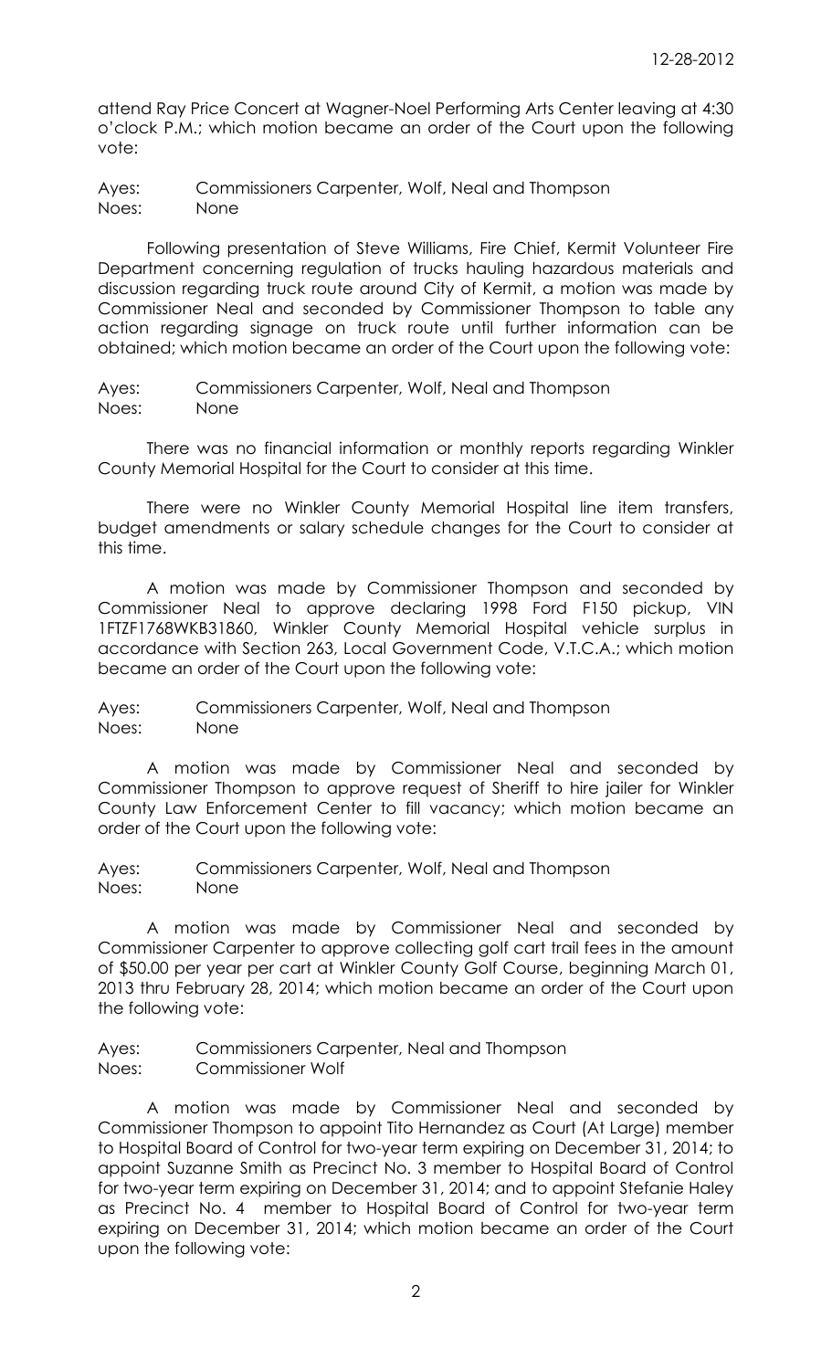attend Ray Price Concert at Wagner-Noel Performing Arts Center leaving at 4:30 o'clock P.M.; which motion became an order of the Court upon the following vote:

Ayes: Commissioners Carpenter, Wolf, Neal and Thompson
Noes: None

Following presentation of Steve Williams, Fire Chief, Kermit Volunteer Fire Department concerning regulation of trucks hauling hazardous materials and discussion regarding truck route around City of Kermit, a motion was made by Commissioner Neal and seconded by Commissioner Thompson to table any action regarding signage on truck route until further information can be obtained; which motion became an order of the Court upon the following vote:

Ayes: Commissioners Carpenter, Wolf, Neal and Thompson
Noes: None

There was no financial information or monthly reports regarding Winkler County Memorial Hospital for the Court to consider at this time.

There were no Winkler County Memorial Hospital line item transfers, budget amendments or salary schedule changes for the Court to consider at this time.

A motion was made by Commissioner Thompson and seconded by Commissioner Neal to approve declaring 1998 Ford F150 pickup, VIN 1FTZF1768WKB31860, Winkler County Memorial Hospital vehicle surplus in accordance with Section 263, Local Government Code, V.T.C.A.; which motion became an order of the Court upon the following vote:

Ayes: Commissioners Carpenter, Wolf, Neal and Thompson
Noes: None

A motion was made by Commissioner Neal and seconded by Commissioner Thompson to approve request of Sheriff to hire jailer for Winkler County Law Enforcement Center to fill vacancy; which motion became an order of the Court upon the following vote:

Ayes: Commissioners Carpenter, Wolf, Neal and Thompson
Noes: None

A motion was made by Commissioner Neal and seconded by Commissioner Carpenter to approve collecting golf cart trail fees in the amount of $50.00 per year per cart at Winkler County Golf Course, beginning March 01, 2013 thru February 28, 2014; which motion became an order of the Court upon the following vote:

Ayes: Commissioners Carpenter, Neal and Thompson
Noes: Commissioner Wolf

A motion was made by Commissioner Neal and seconded by Commissioner Thompson to appoint Tito Hernandez as Court (At Large) member to Hospital Board of Control for two-year term expiring on December 31, 2014; to appoint Suzanne Smith as Precinct No. 3 member to Hospital Board of Control for two-year term expiring on December 31, 2014; and to appoint Stefanie Haley as Precinct No. 4 member to Hospital Board of Control for two-year term expiring on December 31, 2014; which motion became an order of the Court upon the following vote: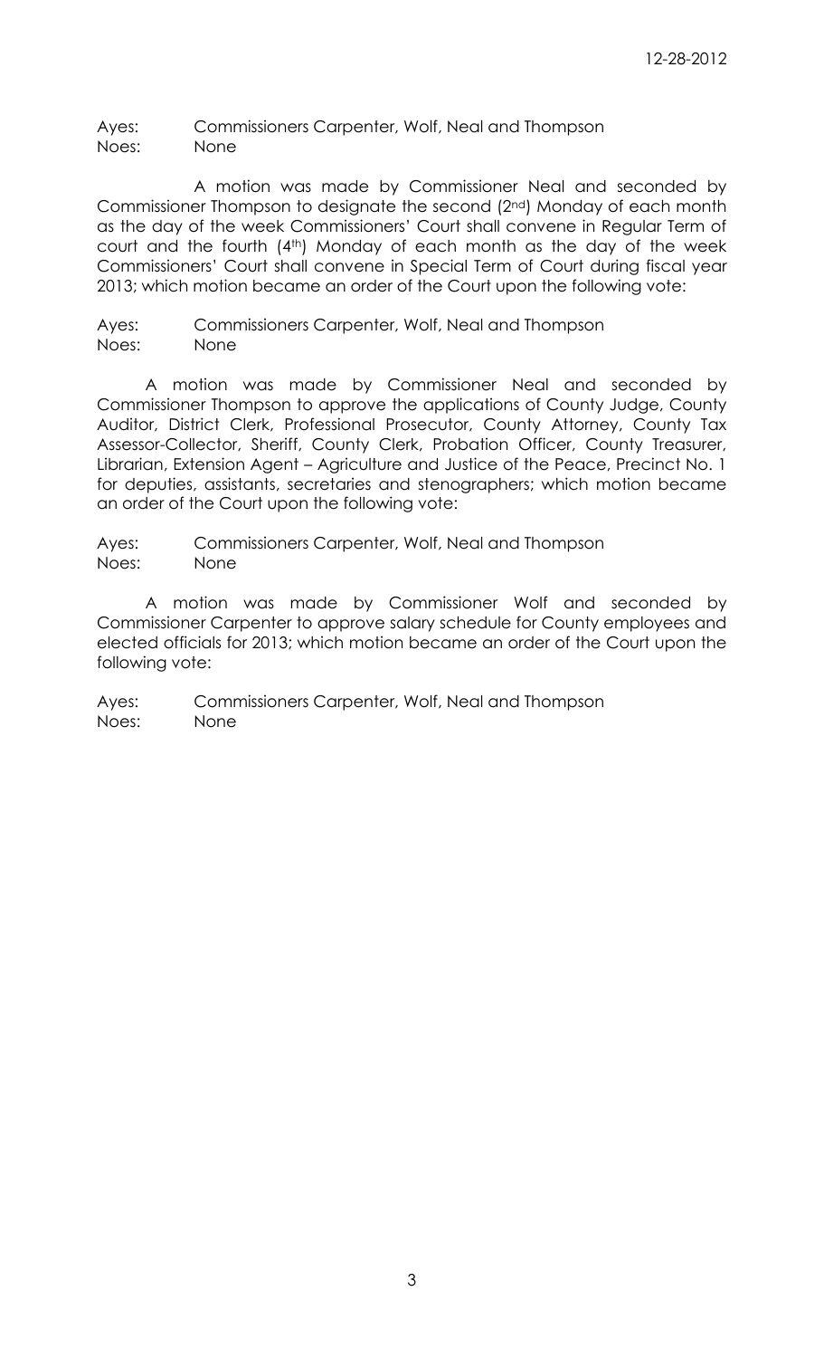Ayes: Commissioners Carpenter, Wolf, Neal and Thompson
Noes: None

A motion was made by Commissioner Neal and seconded by Commissioner Thompson to designate the second (2nd) Monday of each month as the day of the week Commissioners' Court shall convene in Regular Term of court and the fourth (4th) Monday of each month as the day of the week Commissioners' Court shall convene in Special Term of Court during fiscal year 2013; which motion became an order of the Court upon the following vote:

Ayes: Commissioners Carpenter, Wolf, Neal and Thompson
Noes: None

A motion was made by Commissioner Neal and seconded by Commissioner Thompson to approve the applications of County Judge, County Auditor, District Clerk, Professional Prosecutor, County Attorney, County Tax Assessor-Collector, Sheriff, County Clerk, Probation Officer, County Treasurer, Librarian, Extension Agent – Agriculture and Justice of the Peace, Precinct No. 1 for deputies, assistants, secretaries and stenographers; which motion became an order of the Court upon the following vote:

Ayes: Commissioners Carpenter, Wolf, Neal and Thompson
Noes: None

A motion was made by Commissioner Wolf and seconded by Commissioner Carpenter to approve salary schedule for County employees and elected officials for 2013; which motion became an order of the Court upon the following vote:

Ayes: Commissioners Carpenter, Wolf, Neal and Thompson
Noes: None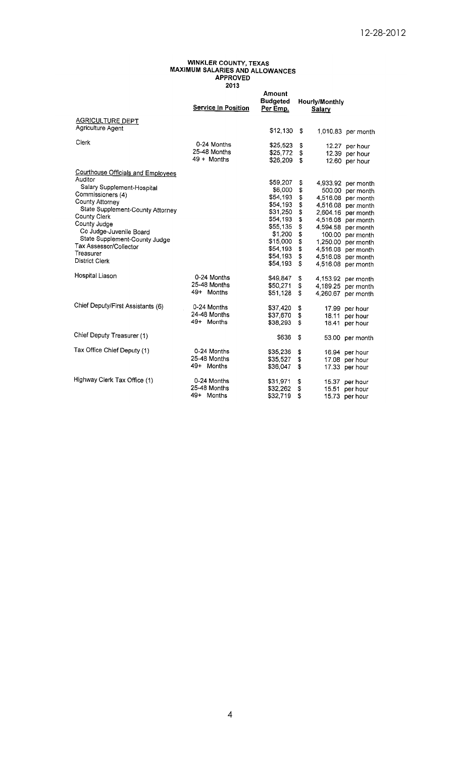12-28-2012

**WINKLER COUNTY, TEXAS**
**MAXIMUM SALARIES AND ALLOWANCES**
**APPROVED**
**2013**

| | Service In Position | Amount Budgeted Per Emp. | Hourly/Monthly Salary |
|---|---|---|---|
| AGRICULTURE DEPT | | | |
| Agriculture Agent | | $12,130 | $ 1,010.83 per month |
| Clerk | 0-24 Months | $25,523 | $ 12.27 per hour |
| | 25-48 Months | $25,772 | $ 12.39 per hour |
| | 49 + Months | $26,209 | $ 12.60 per hour |
| Courthouse Officials and Employees | | | |
| Auditor | | $59,207 | $ 4,933.92 per month |
| Salary Supplement-Hospital | | $6,000 | $ 500.00 per month |
| Commissioners (4) | | $54,193 | $ 4,516.08 per month |
| County Attorney | | $54,193 | $ 4,516.08 per month |
| State Supplement-County Attorney | | $31,250 | $ 2,604.16 per month |
| County Clerk | | $54,193 | $ 4,516.08 per month |
| County Judge | | $55,135 | $ 4,594.58 per month |
| Co Judge-Juvenile Board | | $1,200 | $ 100.00 per month |
| State Supplement-County Judge | | $15,000 | $ 1,250.00 per month |
| Tax Assessor/Collector | | $54,193 | $ 4,516.08 per month |
| Treasurer | | $54,193 | $ 4,516.08 per month |
| District Clerk | | $54,193 | $ 4,516.08 per month |
| Hospital Liason | 0-24 Months | $49,847 | $ 4,153.92 per month |
| | 25-48 Months | $50,271 | $ 4,189.25 per month |
| | 49+ Months | $51,128 | $ 4,260.67 per month |
| Chief Deputy/First Assistants (6) | 0-24 Months | $37,420 | $ 17.99 per hour |
| | 24-48 Months | $37,670 | $ 18.11 per hour |
| | 49+ Months | $38,293 | $ 18.41 per hour |
| Chief Deputy Treasurer (1) | | $636 | $ 53.00 per month |
| Tax Office Chief Deputy (1) | 0-24 Months | $35,236 | $ 16.94 per hour |
| | 25-48 Months | $35,527 | $ 17.08 per hour |
| | 49+ Months | $36,047 | $ 17.33 per hour |
| Highway Clerk Tax Office (1) | 0-24 Months | $31,971 | $ 15.37 per hour |
| | 25-48 Months | $32,262 | $ 15.51 per hour |
| | 49+ Months | $32,719 | $ 15.73 per hour |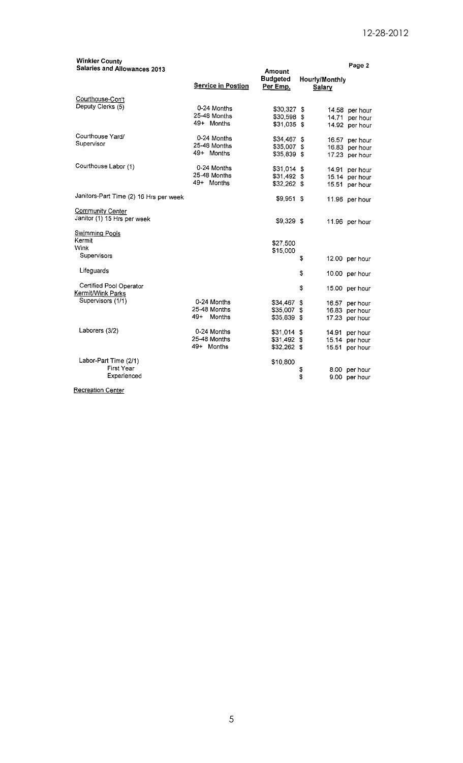12-28-2012

**Winkler County**
**Salaries and Allowances 2013**

Page 2

| | Service in Postion | Amount Budgeted Per Emp. | Hourly/Monthly Salary |
|---|---|---|---|
| Courthouse-Con't | | | |
| Deputy Clerks (5) | 0-24 Months | $30,327 | $ 14.58 per hour |
| | 25-48 Months | $30,598 | $ 14.71 per hour |
| | 49+ Months | $31,035 | $ 14.92 per hour |
| Courthouse Yard/ Supervisor | 0-24 Months | $34,467 | $ 16.57 per hour |
| | 25-48 Months | $35,007 | $ 16.83 per hour |
| | 49+ Months | $35,839 | $ 17.23 per hour |
| Courthouse Labor (1) | 0-24 Months | $31,014 | $ 14.91 per hour |
| | 25-48 Months | $31,492 | $ 15.14 per hour |
| | 49+ Months | $32,262 | $ 15.51 per hour |
| Janitors-Part Time (2) 16 Hrs per week | | $9,951 | $ 11.96 per hour |
| Community Center | | | |
| Janitor (1) 15 Hrs per week | | $9,329 | $ 11.96 per hour |
| Swimming Pools | | | |
| Kermit | | $27,500 | |
| Wink | | $15,000 | |
| Supervisors | | | $ 12.00 per hour |
| Lifeguards | | | $ 10.00 per hour |
| Certified Pool Operator | | | $ 15.00 per hour |
| Kermit/Wink Parks | | | |
| Supervisors (1/1) | 0-24 Months | $34,467 | $ 16.57 per hour |
| | 25-48 Months | $35,007 | $ 16.83 per hour |
| | 49+ Months | $35,839 | $ 17.23 per hour |
| Laborers (3/2) | 0-24 Months | $31,014 | $ 14.91 per hour |
| | 25-48 Months | $31,492 | $ 15.14 per hour |
| | 49+ Months | $32,262 | $ 15.51 per hour |
| Labor-Part Time (2/1) | | $10,800 | |
| First Year | | | $ 8.00 per hour |
| Experienced | | | $ 9.00 per hour |

Recreation Center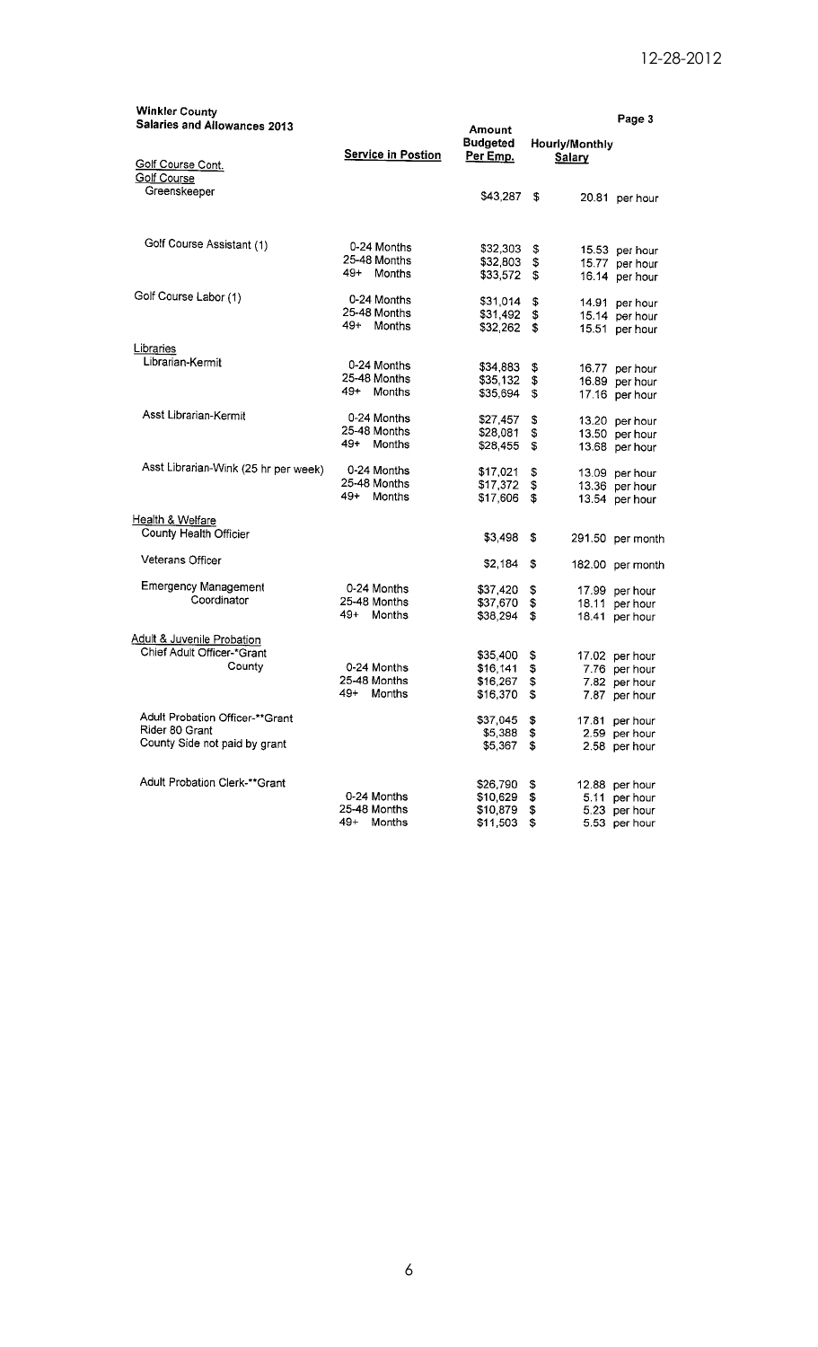12-28-2012

**Winkler County**
**Salaries and Allowances 2013**

| | Service in Postion | Amount Budgeted Per Emp. | Hourly/Monthly Salary | |
|---|---|---|---|---|
| Golf Course Cont. | | | | |
| Golf Course | | | | |
| Greenskeeper | | $43,287 | $ 20.81 | per hour |
| Golf Course Assistant (1) | 0-24 Months | $32,303 | $ 15.53 | per hour |
| | 25-48 Months | $32,803 | $ 15.77 | per hour |
| | 49+ Months | $33,572 | $ 16.14 | per hour |
| Golf Course Labor (1) | 0-24 Months | $31,014 | $ 14.91 | per hour |
| | 25-48 Months | $31,492 | $ 15.14 | per hour |
| | 49+ Months | $32,262 | $ 15.51 | per hour |
| Libraries | | | | |
| Librarian-Kermit | 0-24 Months | $34,883 | $ 16.77 | per hour |
| | 25-48 Months | $35,132 | $ 16.89 | per hour |
| | 49+ Months | $35,694 | $ 17.16 | per hour |
| Asst Librarian-Kermit | 0-24 Months | $27,457 | $ 13.20 | per hour |
| | 25-48 Months | $28,081 | $ 13.50 | per hour |
| | 49+ Months | $28,455 | $ 13.68 | per hour |
| Asst Librarian-Wink (25 hr per week) | 0-24 Months | $17,021 | $ 13.09 | per hour |
| | 25-48 Months | $17,372 | $ 13.36 | per hour |
| | 49+ Months | $17,606 | $ 13.54 | per hour |
| Health & Welfare | | | | |
| County Health Officier | | $3,498 | $ 291.50 | per month |
| Veterans Officer | | $2,184 | $ 182.00 | per month |
| Emergency Management Coordinator | 0-24 Months | $37,420 | $ 17.99 | per hour |
| | 25-48 Months | $37,670 | $ 18.11 | per hour |
| | 49+ Months | $38,294 | $ 18.41 | per hour |
| Adult & Juvenile Probation | | | | |
| Chief Adult Officer-*Grant | | $35,400 | $ 17.02 | per hour |
| County | 0-24 Months | $16,141 | $ 7.76 | per hour |
| | 25-48 Months | $16,267 | $ 7.82 | per hour |
| | 49+ Months | $16,370 | $ 7.87 | per hour |
| Adult Probation Officer-**Grant | | $37,045 | $ 17.81 | per hour |
| Rider 80 Grant | | $5,388 | $ 2.59 | per hour |
| County Side not paid by grant | | $5,367 | $ 2.58 | per hour |
| Adult Probation Clerk-**Grant | | $26,790 | $ 12.88 | per hour |
| | 0-24 Months | $10,629 | $ 5.11 | per hour |
| | 25-48 Months | $10,879 | $ 5.23 | per hour |
| | 49+ Months | $11,503 | $ 5.53 | per hour |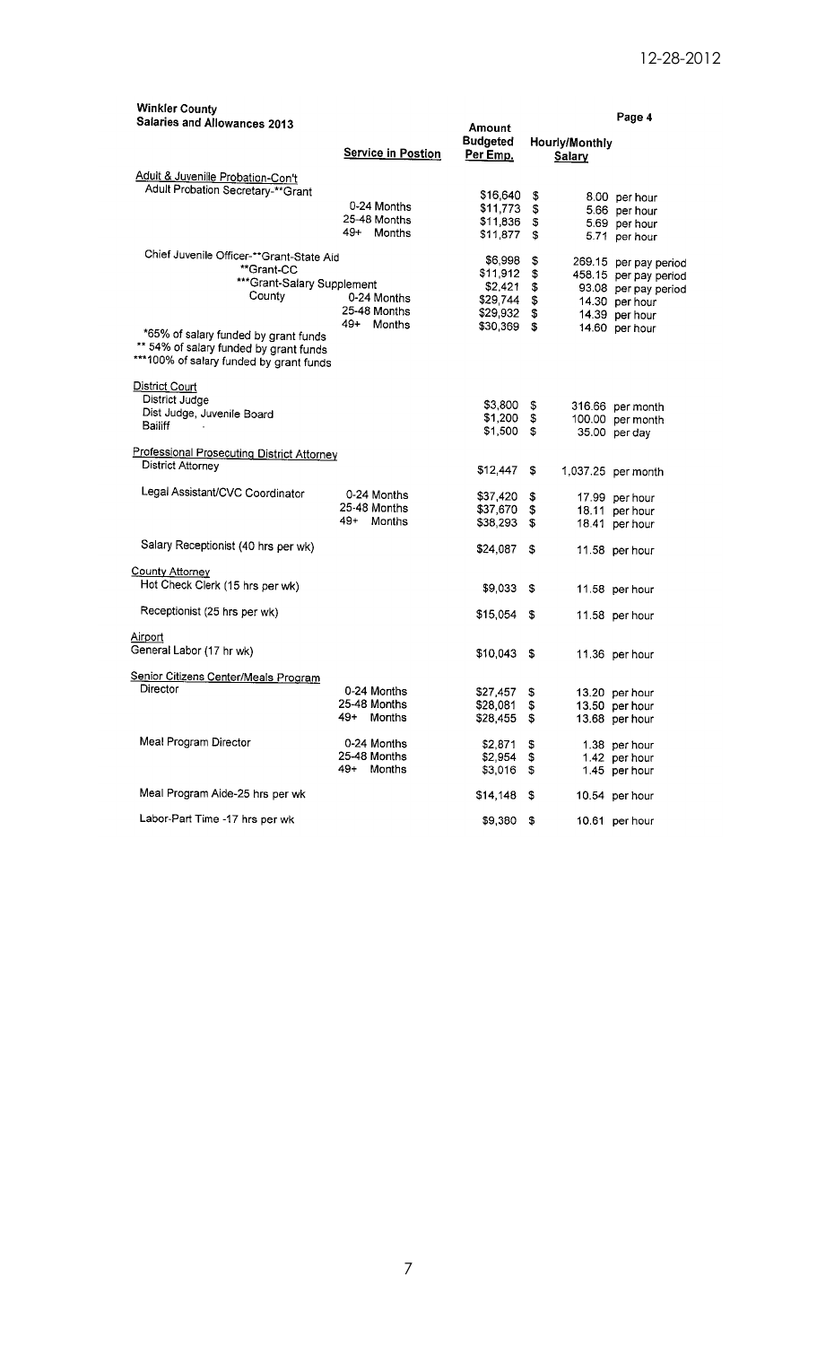12-28-2012

**Winkler County**
**Salaries and Allowances 2013**

| | Service in Postion | Amount Budgeted Per Emp. | Hourly/Monthly Salary |
|---|---|---|---|
| Adult & Juvenille Probation-Con't | | | |
| Adult Probation Secretary-**Grant | | $16,640 | $ 8.00 per hour |
| | 0-24 Months | $11,773 | $ 5.66 per hour |
| | 25-48 Months | $11,836 | $ 5.69 per hour |
| | 49+ Months | $11,877 | $ 5.71 per hour |
| Chief Juvenile Officer-**Grant-State Aid | | $6,998 | $ 269.15 per pay period |
| **Grant-CC | | $11,912 | $ 458.15 per pay period |
| ***Grant-Salary Supplement | | $2,421 | $ 93.08 per pay period |
| County | 0-24 Months | $29,744 | $ 14.30 per hour |
| | 25-48 Months | $29,932 | $ 14.39 per hour |
| | 49+ Months | $30,369 | $ 14.60 per hour |
| *65% of salary funded by grant funds | | | |
| ** 54% of salary funded by grant funds | | | |
| ***100% of salary funded by grant funds | | | |
| District Court | | | |
| District Judge | | $3,800 | $ 316.66 per month |
| Dist Judge, Juvenile Board | | $1,200 | $ 100.00 per month |
| Bailiff | | $1,500 | $ 35.00 per day |
| Professional Prosecuting District Attorney | | | |
| District Attorney | | $12,447 | $ 1,037.25 per month |
| Legal Assistant/CVC Coordinator | 0-24 Months | $37,420 | $ 17.99 per hour |
| | 25-48 Months | $37,670 | $ 18.11 per hour |
| | 49+ Months | $38,293 | $ 18.41 per hour |
| Salary Receptionist (40 hrs per wk) | | $24,087 | $ 11.58 per hour |
| County Attorney | | | |
| Hot Check Clerk (15 hrs per wk) | | $9,033 | $ 11.58 per hour |
| Receptionist (25 hrs per wk) | | $15,054 | $ 11.58 per hour |
| Airport | | | |
| General Labor (17 hr wk) | | $10,043 | $ 11.36 per hour |
| Senior Citizens Center/Meals Program | | | |
| Director | 0-24 Months | $27,457 | $ 13.20 per hour |
| | 25-48 Months | $28,081 | $ 13.50 per hour |
| | 49+ Months | $28,455 | $ 13.68 per hour |
| Meal Program Director | 0-24 Months | $2,871 | $ 1.38 per hour |
| | 25-48 Months | $2,954 | $ 1.42 per hour |
| | 49+ Months | $3,016 | $ 1.45 per hour |
| Meal Program Aide-25 hrs per wk | | $14,148 | $ 10.54 per hour |
| Labor-Part Time -17 hrs per wk | | $9,380 | $ 10.61 per hour |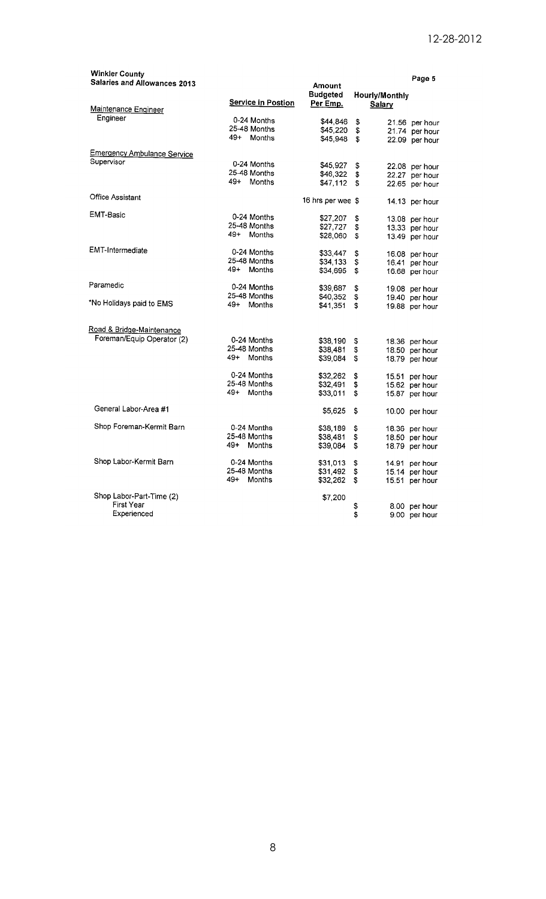12-28-2012

**Winkler County**
**Salaries and Allowances 2013**

Page 5

| | Service in Postion | Amount Budgeted Per Emp. | Hourly/Monthly Salary | |
|---|---|---|---|---|
| Maintenance Engineer | | | | |
| Engineer | 0-24 Months | $44,846 | $ | 21.56 per hour |
| | 25-48 Months | $45,220 | $ | 21.74 per hour |
| | 49+ Months | $45,948 | $ | 22.09 per hour |
| Emergency Ambulance Service | | | | |
| Supervisor | 0-24 Months | $45,927 | $ | 22.08 per hour |
| | 25-48 Months | $46,322 | $ | 22.27 per hour |
| | 49+ Months | $47,112 | $ | 22.65 per hour |
| Office Assistant | | 16 hrs per wee | $ | 14.13 per hour |
| EMT-Basic | 0-24 Months | $27,207 | $ | 13.08 per hour |
| | 25-48 Months | $27,727 | $ | 13.33 per hour |
| | 49+ Months | $28,060 | $ | 13.49 per hour |
| EMT-Intermediate | 0-24 Months | $33,447 | $ | 16.08 per hour |
| | 25-48 Months | $34,133 | $ | 16.41 per hour |
| | 49+ Months | $34,695 | $ | 16.68 per hour |
| Paramedic | 0-24 Months | $39,687 | $ | 19.08 per hour |
| | 25-48 Months | $40,352 | $ | 19.40 per hour |
| *No Holidays paid to EMS | 49+ Months | $41,351 | $ | 19.88 per hour |
| Road & Bridge-Maintenance | | | | |
| Foreman/Equip Operator (2) | 0-24 Months | $38,190 | $ | 18.36 per hour |
| | 25-48 Months | $38,481 | $ | 18.50 per hour |
| | 49+ Months | $39,084 | $ | 18.79 per hour |
| | 0-24 Months | $32,262 | $ | 15.51 per hour |
| | 25-48 Months | $32,491 | $ | 15.62 per hour |
| | 49+ Months | $33,011 | $ | 15.87 per hour |
| General Labor-Area #1 | | $5,625 | $ | 10.00 per hour |
| Shop Foreman-Kermit Barn | 0-24 Months | $38,189 | $ | 18.36 per hour |
| | 25-48 Months | $38,481 | $ | 18.50 per hour |
| | 49+ Months | $39,084 | $ | 18.79 per hour |
| Shop Labor-Kermit Barn | 0-24 Months | $31,013 | $ | 14.91 per hour |
| | 25-48 Months | $31,492 | $ | 15.14 per hour |
| | 49+ Months | $32,262 | $ | 15.51 per hour |
| Shop Labor-Part-Time (2) | | $7,200 | | |
| First Year | | | $ | 8.00 per hour |
| Experienced | | | $ | 9.00 per hour |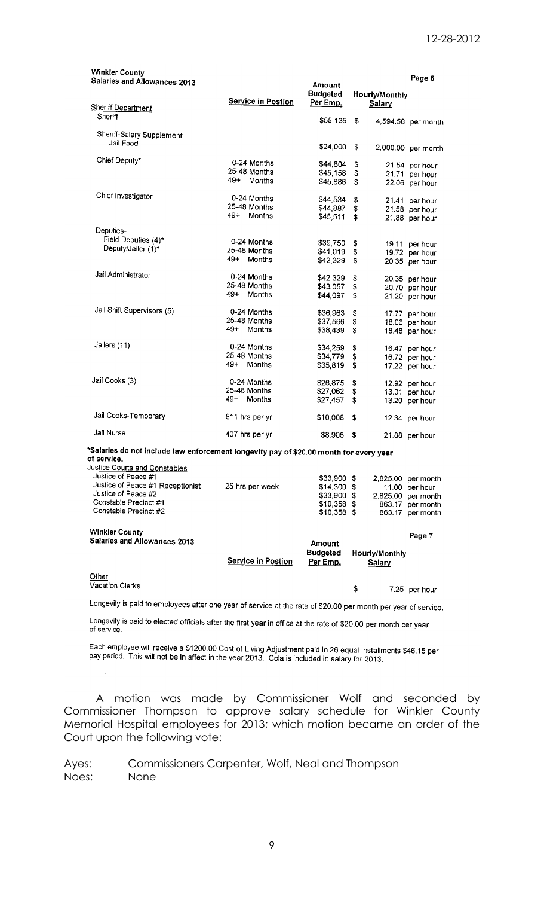12-28-2012

**Winkler County**
**Salaries and Allowances 2013**

Page 6

| | Service in Postion | Amount Budgeted Per Emp. | Hourly/Monthly Salary |
|---|---|---|---|
| Sheriff Department | | | |
| Sheriff | | $55,135 | $ 4,594.58 per month |
| Sheriff-Salary Supplement Jail Food | | $24,000 | $ 2,000.00 per month |
| Chief Deputy* | 0-24 Months | $44,804 | $ 21.54 per hour |
| | 25-48 Months | $45,158 | $ 21.71 per hour |
| | 49+ Months | $45,886 | $ 22.06 per hour |
| Chief Investigator | 0-24 Months | $44,534 | $ 21.41 per hour |
| | 25-48 Months | $44,887 | $ 21.58 per hour |
| | 49+ Months | $45,511 | $ 21.88 per hour |
| Deputies- Field Deputies (4)* Deputy/Jailer (1)* | 0-24 Months | $39,750 | $ 19.11 per hour |
| | 25-48 Months | $41,019 | $ 19.72 per hour |
| | 49+ Months | $42,329 | $ 20.35 per hour |
| Jail Administrator | 0-24 Months | $42,329 | $ 20.35 per hour |
| | 25-48 Months | $43,057 | $ 20.70 per hour |
| | 49+ Months | $44,097 | $ 21.20 per hour |
| Jail Shift Supervisors (5) | 0-24 Months | $36,963 | $ 17.77 per hour |
| | 25-48 Months | $37,566 | $ 18.06 per hour |
| | 49+ Months | $38,439 | $ 18.48 per hour |
| Jailers (11) | 0-24 Months | $34,259 | $ 16.47 per hour |
| | 25-48 Months | $34,779 | $ 16.72 per hour |
| | 49+ Months | $35,819 | $ 17.22 per hour |
| Jail Cooks (3) | 0-24 Months | $26,875 | $ 12.92 per hour |
| | 25-48 Months | $27,062 | $ 13.01 per hour |
| | 49+ Months | $27,457 | $ 13.20 per hour |
| Jail Cooks-Temporary | 811 hrs per yr | $10,008 | $ 12.34 per hour |
| Jail Nurse | 407 hrs per yr | $8,906 | $ 21.88 per hour |

***Salaries do not include law enforcement longevity pay of $20.00 month for every year of service.**

| | Service in Postion | Amount Budgeted Per Emp. | Hourly/Monthly Salary |
|---|---|---|---|
| Justice Courts and Constables | | | |
| Justice of Peace #1 | | $33,900 | $ 2,825.00 per month |
| Justice of Peace #1 Receptionist | 25 hrs per week | $14,300 | $ 11.00 per hour |
| Justice of Peace #2 | | $33,900 | $ 2,825.00 per month |
| Constable Precinct #1 | | $10,358 | $ 863.17 per month |
| Constable Precinct #2 | | $10,358 | $ 863.17 per month |

**Winkler County**
**Salaries and Allowances 2013**

Page 7

| | Service in Postion | Amount Budgeted Per Emp. | Hourly/Monthly Salary |
|---|---|---|---|
| Other | | | |
| Vacation Clerks | | | $ 7.25 per hour |

Longevity is paid to employees after one year of service at the rate of $20.00 per month per year of service.

Longevity is paid to elected officials after the first year in office at the rate of $20.00 per month per year of service.

Each employee will receive a $1200.00 Cost of Living Adjustment paid in 26 equal installments $46.15 per pay period. This will not be in affect in the year 2013. Cola is included in salary for 2013.

A motion was made by Commissioner Wolf and seconded by Commissioner Thompson to approve salary schedule for Winkler County Memorial Hospital employees for 2013; which motion became an order of the Court upon the following vote:

Ayes: Commissioners Carpenter, Wolf, Neal and Thompson
Noes: None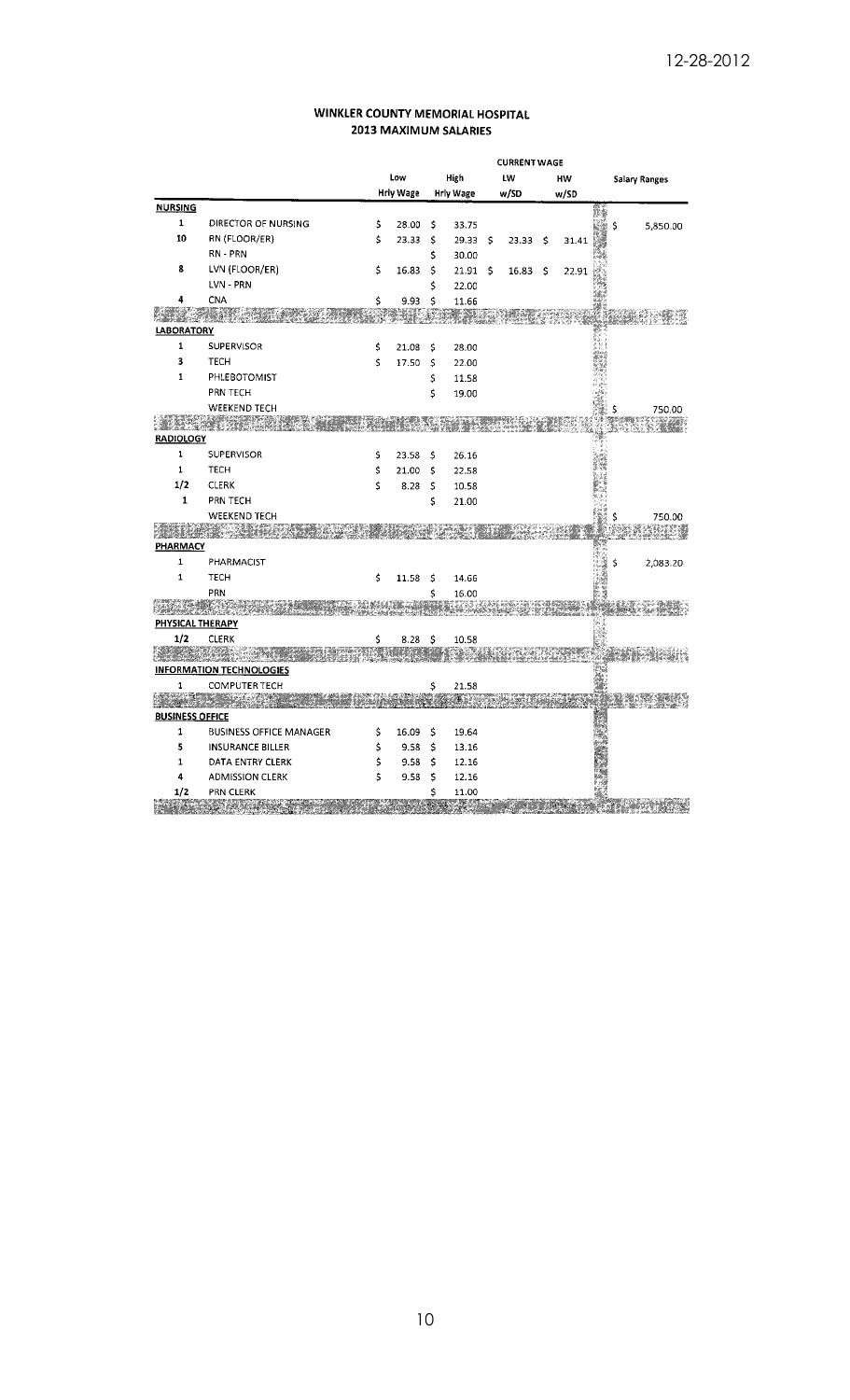12-28-2012

# WINKLER COUNTY MEMORIAL HOSPITAL
## 2013 MAXIMUM SALARIES

| | | Low Hrly Wage | High Hrly Wage | CURRENT WAGE LW w/SD | CURRENT WAGE HW w/SD | Salary Ranges |
|---|---|---|---|---|---|---|
| **NURSING** | | | | | | |
| 1 | DIRECTOR OF NURSING | $ 28.00 | $ 33.75 | | | $ 5,850.00 |
| 10 | RN (FLOOR/ER) | $ 23.33 | $ 29.33 | $ 23.33 | $ 31.41 | |
| | RN - PRN | | $ 30.00 | | | |
| 8 | LVN (FLOOR/ER) | $ 16.83 | $ 21.91 | $ 16.83 | $ 22.91 | |
| | LVN - PRN | | $ 22.00 | | | |
| 4 | CNA | $ 9.93 | $ 11.66 | | | |
| **LABORATORY** | | | | | | |
| 1 | SUPERVISOR | $ 21.08 | $ 28.00 | | | |
| 3 | TECH | $ 17.50 | $ 22.00 | | | |
| 1 | PHLEBOTOMIST | | $ 11.58 | | | |
| | PRN TECH | | $ 19.00 | | | |
| | WEEKEND TECH | | | | | $ 750.00 |
| **RADIOLOGY** | | | | | | |
| 1 | SUPERVISOR | $ 23.58 | $ 26.16 | | | |
| 1 | TECH | $ 21.00 | $ 22.58 | | | |
| 1/2 | CLERK | $ 8.28 | $ 10.58 | | | |
| 1 | PRN TECH | | $ 21.00 | | | |
| | WEEKEND TECH | | | | | $ 750.00 |
| **PHARMACY** | | | | | | |
| 1 | PHARMACIST | | | | | $ 2,083.20 |
| 1 | TECH | $ 11.58 | $ 14.66 | | | |
| | PRN | | $ 16.00 | | | |
| **PHYSICAL THERAPY** | | | | | | |
| 1/2 | CLERK | $ 8.28 | $ 10.58 | | | |
| **INFORMATION TECHNOLOGIES** | | | | | | |
| 1 | COMPUTER TECH | | $ 21.58 | | | |
| **BUSINESS OFFICE** | | | | | | |
| 1 | BUSINESS OFFICE MANAGER | $ 16.09 | $ 19.64 | | | |
| 5 | INSURANCE BILLER | $ 9.58 | $ 13.16 | | | |
| 1 | DATA ENTRY CLERK | $ 9.58 | $ 12.16 | | | |
| 4 | ADMISSION CLERK | $ 9.58 | $ 12.16 | | | |
| 1/2 | PRN CLERK | | $ 11.00 | | | |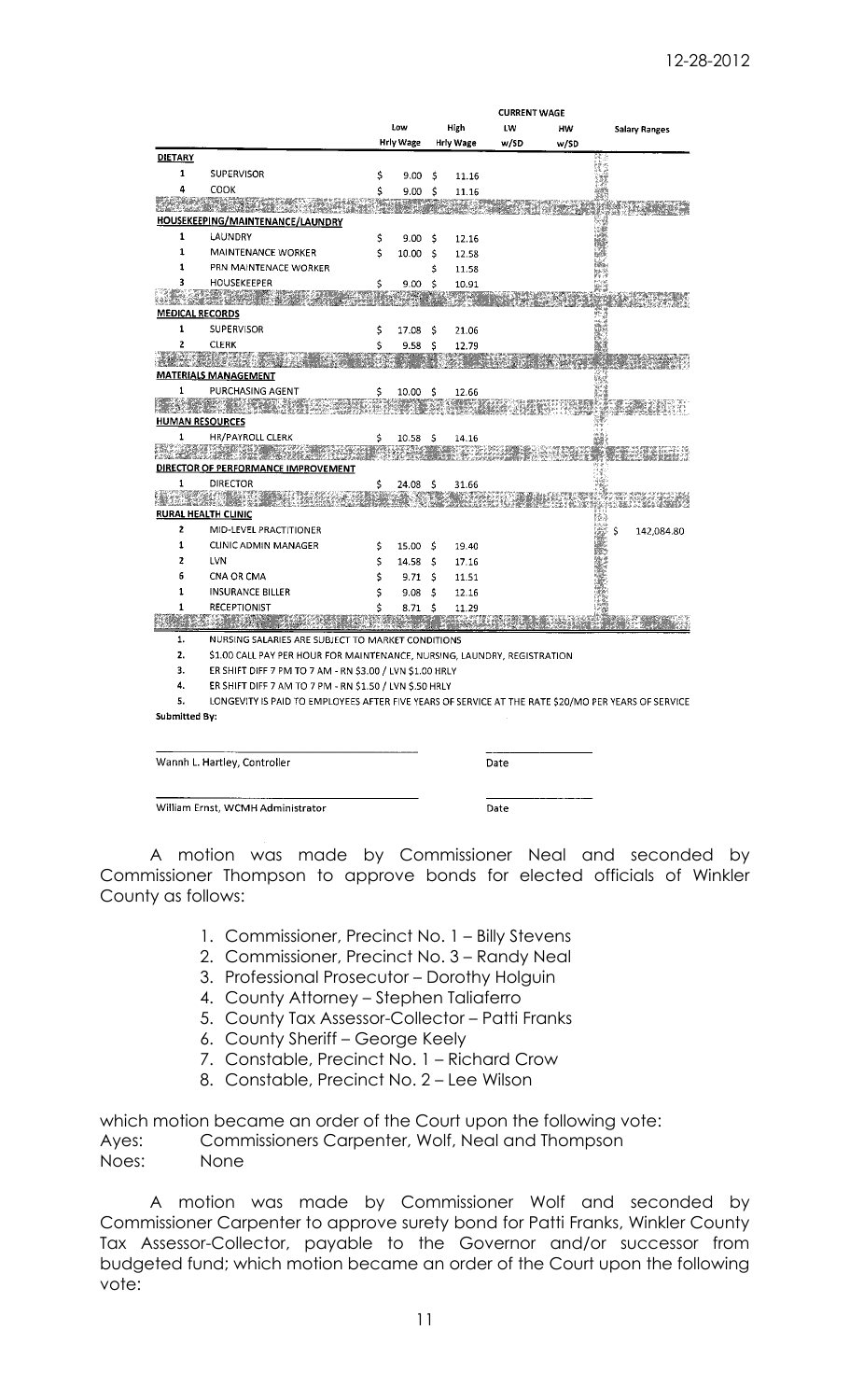12-28-2012

| | | Low Hrly Wage | High Hrly Wage | CURRENT WAGE LW w/SD | HW w/SD | Salary Ranges |
|---|---|---|---|---|---|---|
| **DIETARY** | | | | | | |
| 1 | SUPERVISOR | $ 9.00 | $ 11.16 | | | |
| 4 | COOK | $ 9.00 | $ 11.16 | | | |
| **HOUSEKEEPING/MAINTENANCE/LAUNDRY** | | | | | | |
| 1 | LAUNDRY | $ 9.00 | $ 12.16 | | | |
| 1 | MAINTENANCE WORKER | $ 10.00 | $ 12.58 | | | |
| 1 | PRN MAINTENACE WORKER | | $ 11.58 | | | |
| 3 | HOUSEKEEPER | $ 9.00 | $ 10.91 | | | |
| **MEDICAL RECORDS** | | | | | | |
| 1 | SUPERVISOR | $ 17.08 | $ 21.06 | | | |
| 2 | CLERK | $ 9.58 | $ 12.79 | | | |
| **MATERIALS MANAGEMENT** | | | | | | |
| 1 | PURCHASING AGENT | $ 10.00 | $ 12.66 | | | |
| **HUMAN RESOURCES** | | | | | | |
| 1 | HR/PAYROLL CLERK | $ 10.58 | $ 14.16 | | | |
| **DIRECTOR OF PERFORMANCE IMPROVEMENT** | | | | | | |
| 1 | DIRECTOR | $ 24.08 | $ 31.66 | | | |
| **RURAL HEALTH CLINIC** | | | | | | |
| 2 | MID-LEVEL PRACTITIONER | | | | | $ 142,084.80 |
| 1 | CLINIC ADMIN MANAGER | $ 15.00 | $ 19.40 | | | |
| 2 | LVN | $ 14.58 | $ 17.16 | | | |
| 6 | CNA OR CMA | $ 9.71 | $ 11.51 | | | |
| 1 | INSURANCE BILLER | $ 9.08 | $ 12.16 | | | |
| 1 | RECEPTIONIST | $ 8.71 | $ 11.29 | | | |

1. NURSING SALARIES ARE SUBJECT TO MARKET CONDITIONS
2. $1.00 CALL PAY PER HOUR FOR MAINTENANCE, NURSING, LAUNDRY, REGISTRATION
3. ER SHIFT DIFF 7 PM TO 7 AM - RN $3.00 / LVN $1.00 HRLY
4. ER SHIFT DIFF 7 AM TO 7 PM - RN $1.50 / LVN $.50 HRLY
5. LONGEVITY IS PAID TO EMPLOYEES AFTER FIVE YEARS OF SERVICE AT THE RATE $20/MO PER YEARS OF SERVICE

**Submitted By:**

\_\_\_\_\_\_\_\_\_\_\_\_\_\_\_\_\_\_\_\_\_\_\_\_\_\_\_\_ \_\_\_\_\_\_\_\_\_\_\_\_
Wannh L. Hartley, Controller Date

\_\_\_\_\_\_\_\_\_\_\_\_\_\_\_\_\_\_\_\_\_\_\_\_\_\_\_\_ \_\_\_\_\_\_\_\_\_\_\_\_
William Ernst, WCMH Administrator Date

A motion was made by Commissioner Neal and seconded by Commissioner Thompson to approve bonds for elected officials of Winkler County as follows:

1. Commissioner, Precinct No. 1 – Billy Stevens
2. Commissioner, Precinct No. 3 – Randy Neal
3. Professional Prosecutor – Dorothy Holguin
4. County Attorney – Stephen Taliaferro
5. County Tax Assessor-Collector – Patti Franks
6. County Sheriff – George Keely
7. Constable, Precinct No. 1 – Richard Crow
8. Constable, Precinct No. 2 – Lee Wilson

which motion became an order of the Court upon the following vote:
Ayes: Commissioners Carpenter, Wolf, Neal and Thompson
Noes: None

A motion was made by Commissioner Wolf and seconded by Commissioner Carpenter to approve surety bond for Patti Franks, Winkler County Tax Assessor-Collector, payable to the Governor and/or successor from budgeted fund; which motion became an order of the Court upon the following vote: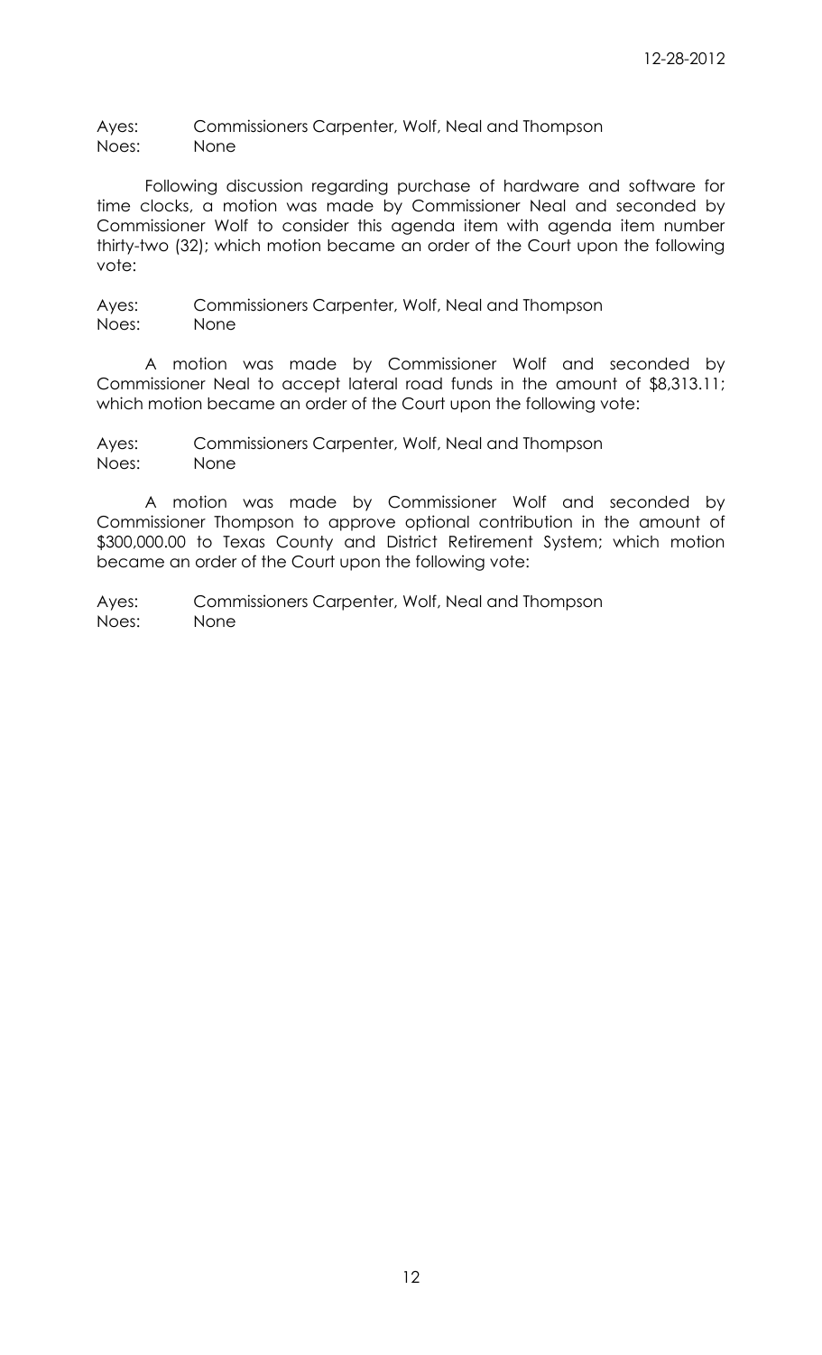Ayes: Commissioners Carpenter, Wolf, Neal and Thompson
Noes: None

Following discussion regarding purchase of hardware and software for time clocks, a motion was made by Commissioner Neal and seconded by Commissioner Wolf to consider this agenda item with agenda item number thirty-two (32); which motion became an order of the Court upon the following vote:

Ayes: Commissioners Carpenter, Wolf, Neal and Thompson
Noes: None

A motion was made by Commissioner Wolf and seconded by Commissioner Neal to accept lateral road funds in the amount of $8,313.11; which motion became an order of the Court upon the following vote:

Ayes: Commissioners Carpenter, Wolf, Neal and Thompson
Noes: None

A motion was made by Commissioner Wolf and seconded by Commissioner Thompson to approve optional contribution in the amount of $300,000.00 to Texas County and District Retirement System; which motion became an order of the Court upon the following vote:

Ayes: Commissioners Carpenter, Wolf, Neal and Thompson
Noes: None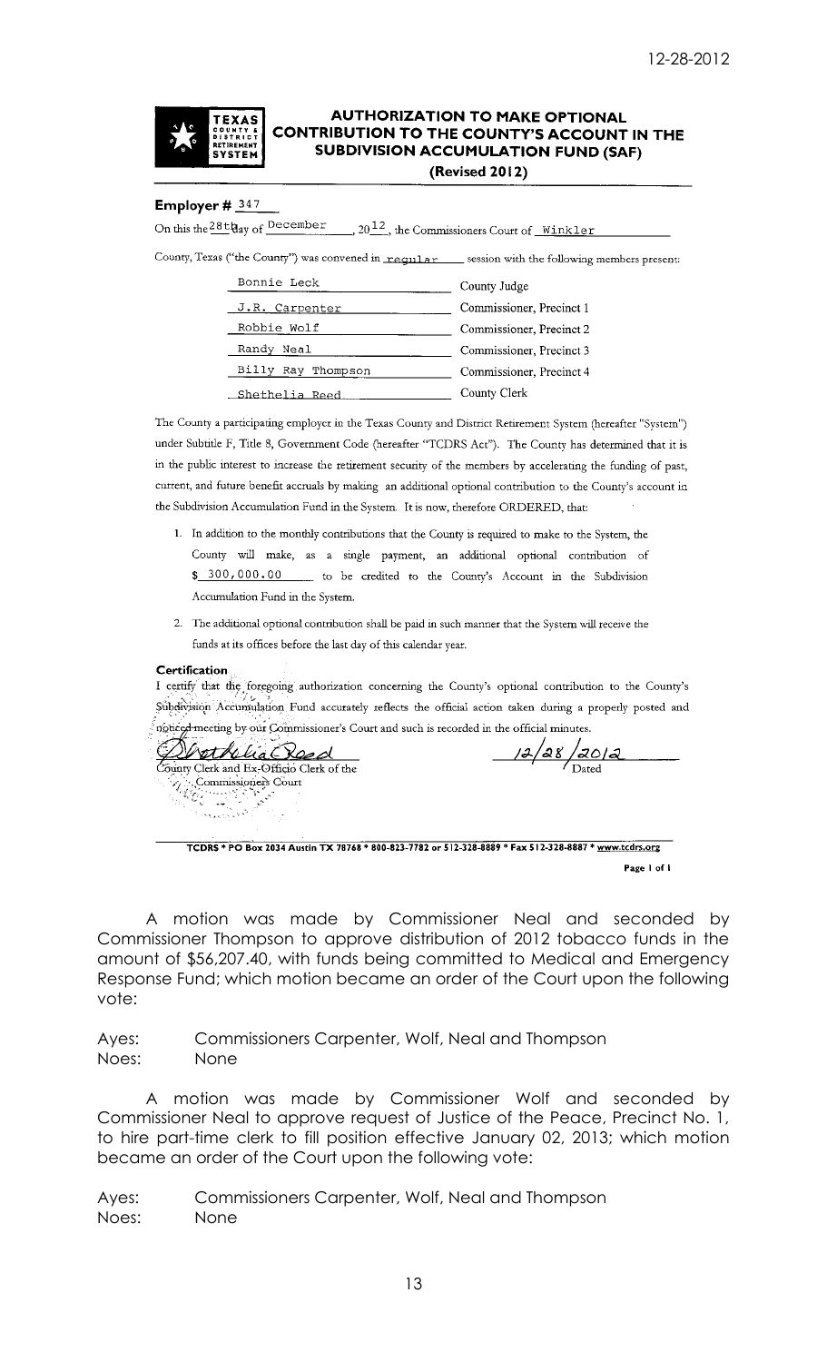12-28-2012

TEXAS COUNTY & DISTRICT RETIREMENT SYSTEM

## AUTHORIZATION TO MAKE OPTIONAL CONTRIBUTION TO THE COUNTY'S ACCOUNT IN THE SUBDIVISION ACCUMULATION FUND (SAF)

**(Revised 2012)**

**Employer #** 347

On this the 28th day of December, 2012, the Commissioners Court of Winkler County, Texas ("the County") was convened in regular session with the following members present:

| | |
|---|---|
| Bonnie Leck | County Judge |
| J.R. Carpenter | Commissioner, Precinct 1 |
| Robbie Wolf | Commissioner, Precinct 2 |
| Randy Neal | Commissioner, Precinct 3 |
| Billy Ray Thompson | Commissioner, Precinct 4 |
| Shethelia Reed | County Clerk |

The County a participating employer in the Texas County and District Retirement System (hereafter "System") under Subtitle F, Title 8, Government Code (hereafter "TCDRS Act"). The County has determined that it is in the public interest to increase the retirement security of the members by accelerating the funding of past, current, and future benefit accruals by making an additional optional contribution to the County's account in the Subdivision Accumulation Fund in the System. It is now, therefore ORDERED, that:

1. In addition to the monthly contributions that the County is required to make to the System, the County will make, as a single payment, an additional optional contribution of $ 300,000.00 to be credited to the County's Account in the Subdivision Accumulation Fund in the System.
2. The additional optional contribution shall be paid in such manner that the System will receive the funds at its offices before the last day of this calendar year.

**Certification**

I certify that the foregoing authorization concerning the County's optional contribution to the County's Subdivision Accumulation Fund accurately reflects the official action taken during a properly posted and noticed meeting by our Commissioner's Court and such is recorded in the official minutes.

Shethelia Reed
County Clerk and Ex-Officio Clerk of the Commissioners Court

12/28/2012
Dated

TCDRS * PO Box 2034 Austin TX 78768 * 800-823-7782 or 512-328-8889 * Fax 512-328-8887 * www.tcdrs.org

A motion was made by Commissioner Neal and seconded by Commissioner Thompson to approve distribution of 2012 tobacco funds in the amount of $56,207.40, with funds being committed to Medical and Emergency Response Fund; which motion became an order of the Court upon the following vote:

Ayes: Commissioners Carpenter, Wolf, Neal and Thompson
Noes: None

A motion was made by Commissioner Wolf and seconded by Commissioner Neal to approve request of Justice of the Peace, Precinct No. 1, to hire part-time clerk to fill position effective January 02, 2013; which motion became an order of the Court upon the following vote:

Ayes: Commissioners Carpenter, Wolf, Neal and Thompson
Noes: None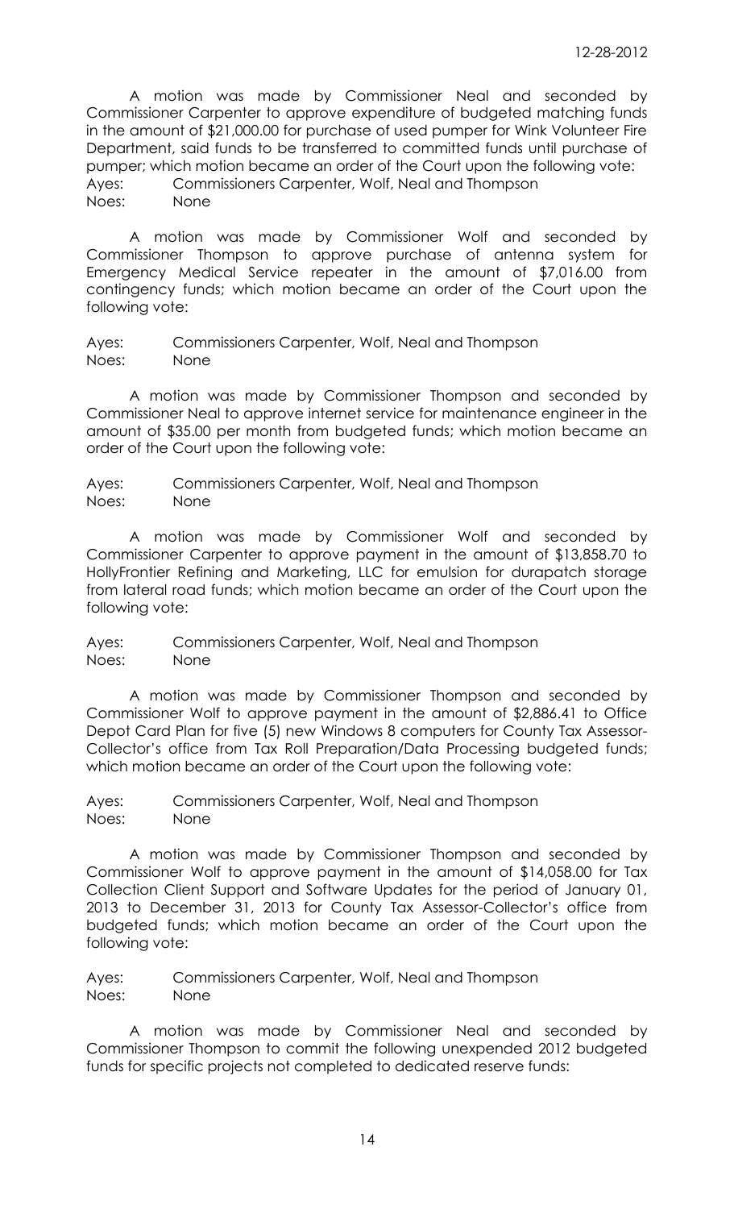A motion was made by Commissioner Neal and seconded by Commissioner Carpenter to approve expenditure of budgeted matching funds in the amount of $21,000.00 for purchase of used pumper for Wink Volunteer Fire Department, said funds to be transferred to committed funds until purchase of pumper; which motion became an order of the Court upon the following vote:

Ayes: Commissioners Carpenter, Wolf, Neal and Thompson
Noes: None

A motion was made by Commissioner Wolf and seconded by Commissioner Thompson to approve purchase of antenna system for Emergency Medical Service repeater in the amount of $7,016.00 from contingency funds; which motion became an order of the Court upon the following vote:

Ayes: Commissioners Carpenter, Wolf, Neal and Thompson
Noes: None

A motion was made by Commissioner Thompson and seconded by Commissioner Neal to approve internet service for maintenance engineer in the amount of $35.00 per month from budgeted funds; which motion became an order of the Court upon the following vote:

Ayes: Commissioners Carpenter, Wolf, Neal and Thompson
Noes: None

A motion was made by Commissioner Wolf and seconded by Commissioner Carpenter to approve payment in the amount of $13,858.70 to HollyFrontier Refining and Marketing, LLC for emulsion for durapatch storage from lateral road funds; which motion became an order of the Court upon the following vote:

Ayes: Commissioners Carpenter, Wolf, Neal and Thompson
Noes: None

A motion was made by Commissioner Thompson and seconded by Commissioner Wolf to approve payment in the amount of $2,886.41 to Office Depot Card Plan for five (5) new Windows 8 computers for County Tax Assessor-Collector's office from Tax Roll Preparation/Data Processing budgeted funds; which motion became an order of the Court upon the following vote:

Ayes: Commissioners Carpenter, Wolf, Neal and Thompson
Noes: None

A motion was made by Commissioner Thompson and seconded by Commissioner Wolf to approve payment in the amount of $14,058.00 for Tax Collection Client Support and Software Updates for the period of January 01, 2013 to December 31, 2013 for County Tax Assessor-Collector's office from budgeted funds; which motion became an order of the Court upon the following vote:

Ayes: Commissioners Carpenter, Wolf, Neal and Thompson
Noes: None

A motion was made by Commissioner Neal and seconded by Commissioner Thompson to commit the following unexpended 2012 budgeted funds for specific projects not completed to dedicated reserve funds: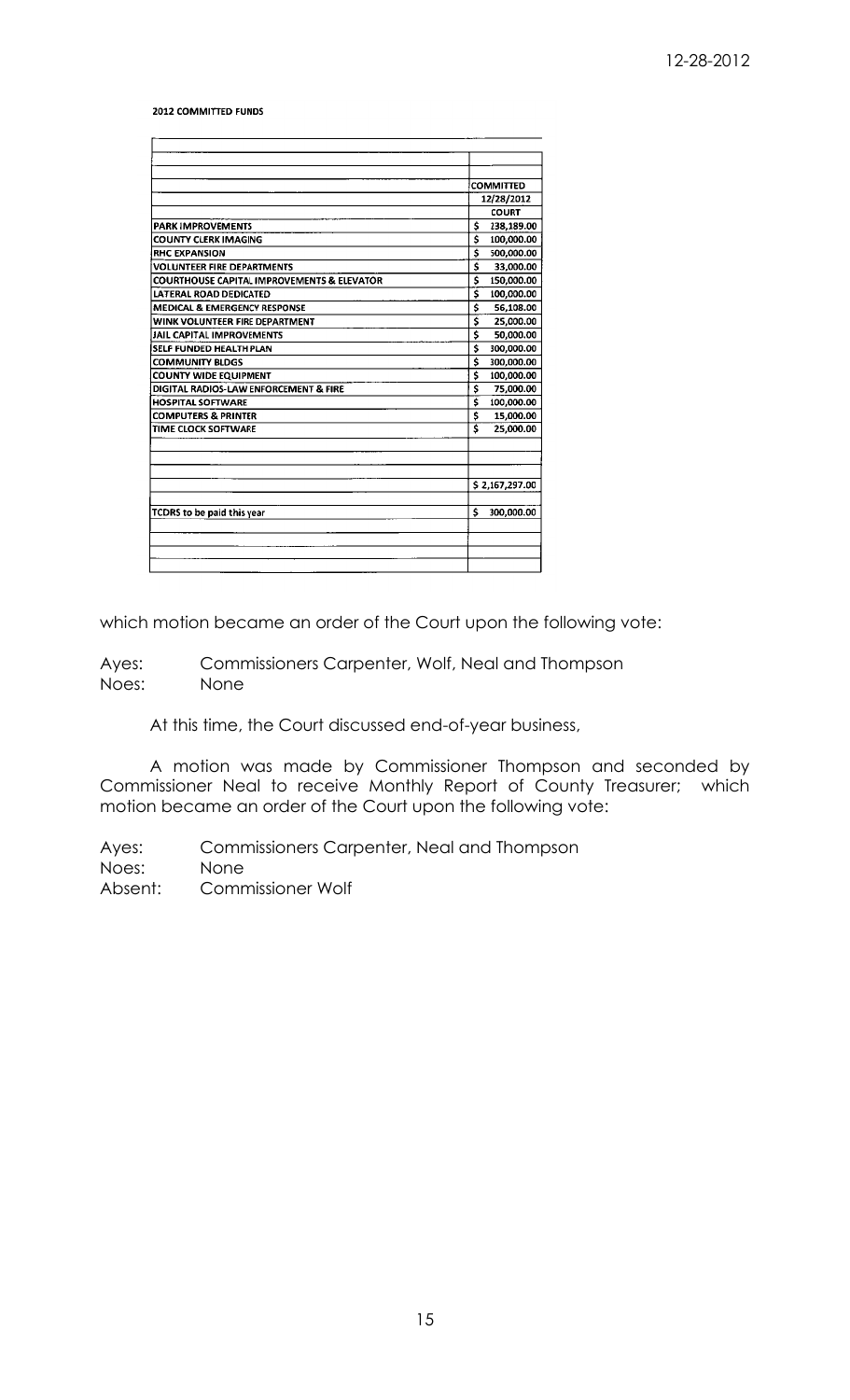**2012 COMMITTED FUNDS**

| | |
|---|---|
| | COMMITTED |
| | 12/28/2012 |
| | COURT |
| PARK IMPROVEMENTS | $ 238,189.00 |
| COUNTY CLERK IMAGING | $ 100,000.00 |
| RHC EXPANSION | $ 500,000.00 |
| VOLUNTEER FIRE DEPARTMENTS | $ 33,000.00 |
| COURTHOUSE CAPITAL IMPROVEMENTS & ELEVATOR | $ 150,000.00 |
| LATERAL ROAD DEDICATED | $ 100,000.00 |
| MEDICAL & EMERGENCY RESPONSE | $ 56,108.00 |
| WINK VOLUNTEER FIRE DEPARTMENT | $ 25,000.00 |
| JAIL CAPITAL IMPROVEMENTS | $ 50,000.00 |
| SELF FUNDED HEALTH PLAN | $ 300,000.00 |
| COMMUNITY BLDGS | $ 300,000.00 |
| COUNTY WIDE EQUIPMENT | $ 100,000.00 |
| DIGITAL RADIOS-LAW ENFORCEMENT & FIRE | $ 75,000.00 |
| HOSPITAL SOFTWARE | $ 100,000.00 |
| COMPUTERS & PRINTER | $ 15,000.00 |
| TIME CLOCK SOFTWARE | $ 25,000.00 |
| | |
| | $ 2,167,297.00 |
| | |
| TCDRS to be paid this year | $ 300,000.00 |

which motion became an order of the Court upon the following vote:

Ayes: Commissioners Carpenter, Wolf, Neal and Thompson
Noes: None

At this time, the Court discussed end-of-year business,

A motion was made by Commissioner Thompson and seconded by Commissioner Neal to receive Monthly Report of County Treasurer; which motion became an order of the Court upon the following vote:

Ayes: Commissioners Carpenter, Neal and Thompson
Noes: None
Absent: Commissioner Wolf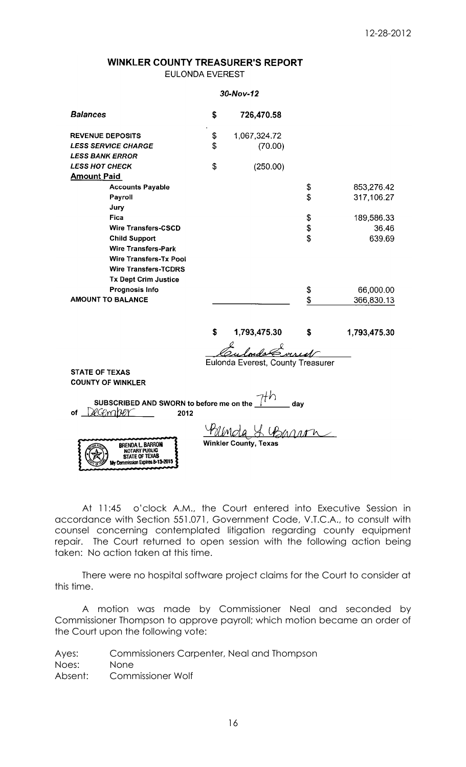12-28-2012

## WINKLER COUNTY TREASURER'S REPORT

EULONDA EVEREST

*30-Nov-12*

| | | | | |
|---|---|---|---|---|
| ***Balances*** | $ | 726,470.58 | | |
| **REVENUE DEPOSITS** | $ | 1,067,324.72 | | |
| ***LESS SERVICE CHARGE*** | $ | (70.00) | | |
| ***LESS BANK ERROR*** | | | | |
| ***LESS HOT CHECK*** | $ | (250.00) | | |
| **Amount Paid** | | | | |
| **Accounts Payable** | | | $ | 853,276.42 |
| **Payroll** | | | $ | 317,106.27 |
| **Jury** | | | | |
| **Fica** | | | $ | 189,586.33 |
| **Wire Transfers-CSCD** | | | $ | 36.46 |
| **Child Support** | | | $ | 639.69 |
| **Wire Transfers-Park** | | | | |
| **Wire Transfers-Tx Pool** | | | | |
| **Wire Transfers-TCDRS** | | | | |
| **Tx Dept Crim Justice** | | | | |
| **Prognosis Info** | | | $ | 66,000.00 |
| **AMOUNT TO BALANCE** | | | $ | 366,830.13 |
| | **$** | **1,793,475.30** | **$** | **1,793,475.30** |

Eulonda Everest

Eulonda Everest, County Treasurer

**STATE OF TEXAS**
**COUNTY OF WINKLER**

**SUBSCRIBED AND SWORN to before me on the** 7th **day of** December **2012**

Brenda L Barron

**Winkler County, Texas**

BRENDA L. BARRON
NOTARY PUBLIC
STATE OF TEXAS
My Commission Expires 8-13-2015

At 11:45 o'clock A.M., the Court entered into Executive Session in accordance with Section 551.071, Government Code, V.T.C.A., to consult with counsel concerning contemplated litigation regarding county equipment repair. The Court returned to open session with the following action being taken: No action taken at this time.

There were no hospital software project claims for the Court to consider at this time.

A motion was made by Commissioner Neal and seconded by Commissioner Thompson to approve payroll; which motion became an order of the Court upon the following vote:

Ayes: Commissioners Carpenter, Neal and Thompson
Noes: None
Absent: Commissioner Wolf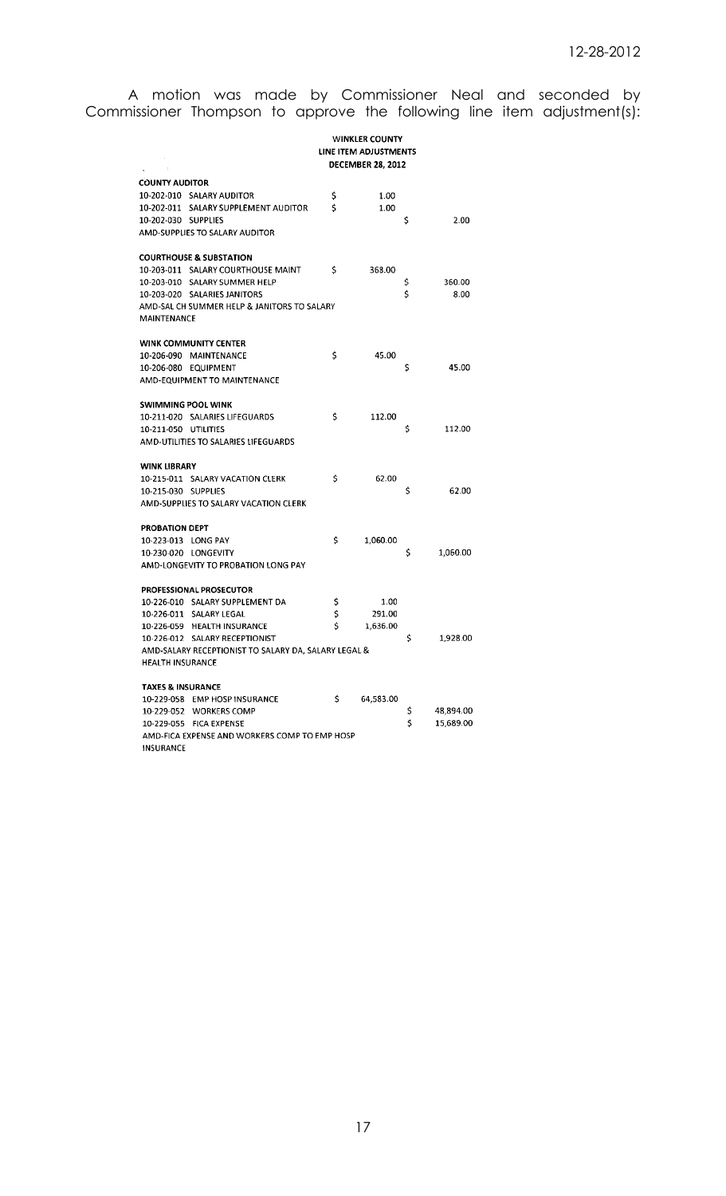A motion was made by Commissioner Neal and seconded by Commissioner Thompson to approve the following line item adjustment(s):

**WINKLER COUNTY**
**LINE ITEM ADJUSTMENTS**
**DECEMBER 28, 2012**

| | | |
|---|---|---|
| **COUNTY AUDITOR** | | |
| 10-202-010 SALARY AUDITOR | $ 1.00 | |
| 10-202-011 SALARY SUPPLEMENT AUDITOR | $ 1.00 | |
| 10-202-030 SUPPLIES | | $ 2.00 |
| AMD-SUPPLIES TO SALARY AUDITOR | | |
| **COURTHOUSE & SUBSTATION** | | |
| 10-203-011 SALARY COURTHOUSE MAINT | $ 368.00 | |
| 10-203-010 SALARY SUMMER HELP | | $ 360.00 |
| 10-203-020 SALARIES JANITORS | | $ 8.00 |
| AMD-SAL CH SUMMER HELP & JANITORS TO SALARY MAINTENANCE | | |
| **WINK COMMUNITY CENTER** | | |
| 10-206-090 MAINTENANCE | $ 45.00 | |
| 10-206-080 EQUIPMENT | | $ 45.00 |
| AMD-EQUIPMENT TO MAINTENANCE | | |
| **SWIMMING POOL WINK** | | |
| 10-211-020 SALARIES LIFEGUARDS | $ 112.00 | |
| 10-211-050 UTILITIES | | $ 112.00 |
| AMD-UTILITIES TO SALARIES LIFEGUARDS | | |
| **WINK LIBRARY** | | |
| 10-215-011 SALARY VACATION CLERK | $ 62.00 | |
| 10-215-030 SUPPLIES | | $ 62.00 |
| AMD-SUPPLIES TO SALARY VACATION CLERK | | |
| **PROBATION DEPT** | | |
| 10-223-013 LONG PAY | $ 1,060.00 | |
| 10-230-020 LONGEVITY | | $ 1,060.00 |
| AMD-LONGEVITY TO PROBATION LONG PAY | | |
| **PROFESSIONAL PROSECUTOR** | | |
| 10-226-010 SALARY SUPPLEMENT DA | $ 1.00 | |
| 10-226-011 SALARY LEGAL | $ 291.00 | |
| 10-226-059 HEALTH INSURANCE | $ 1,636.00 | |
| 10-226-012 SALARY RECEPTIONIST | | $ 1,928.00 |
| AMD-SALARY RECEPTIONIST TO SALARY DA, SALARY LEGAL & HEALTH INSURANCE | | |
| **TAXES & INSURANCE** | | |
| 10-229-058 EMP HOSP INSURANCE | $ 64,583.00 | |
| 10-229-052 WORKERS COMP | | $ 48,894.00 |
| 10-229-055 FICA EXPENSE | | $ 15,689.00 |
| AMD-FICA EXPENSE AND WORKERS COMP TO EMP HOSP INSURANCE | | |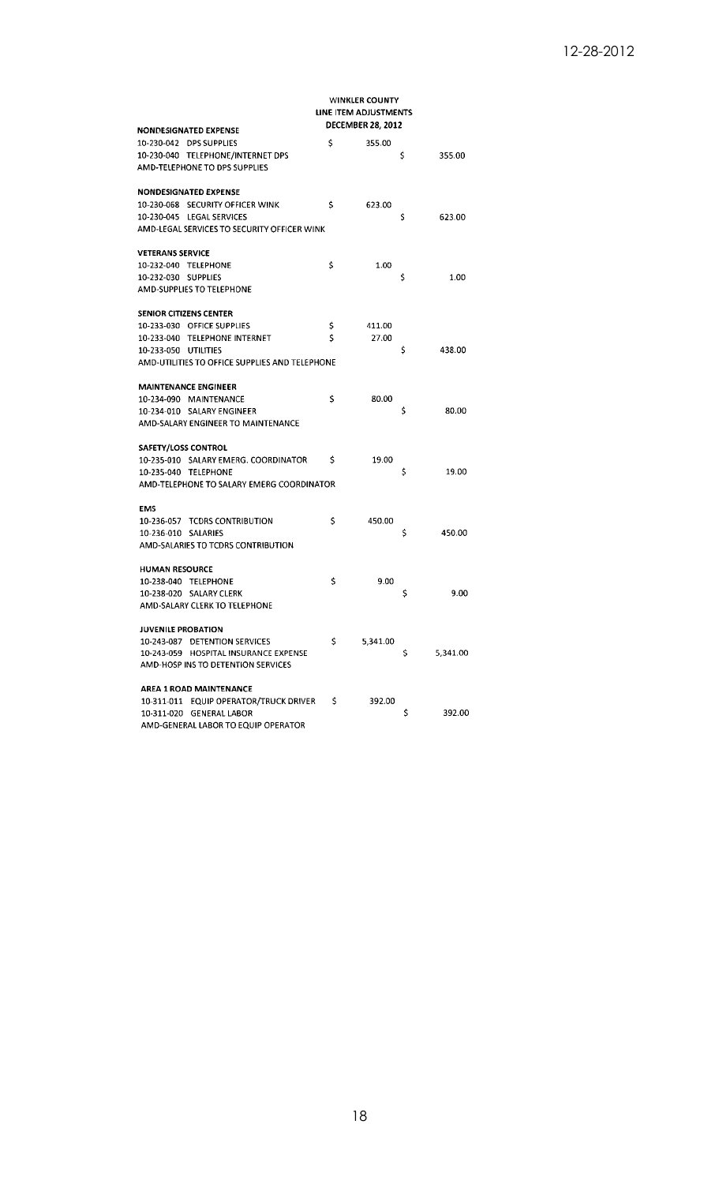12-28-2012

WINKLER COUNTY
LINE ITEM ADJUSTMENTS
DECEMBER 28, 2012

| | | |
|---|---|---|
| **NONDESIGNATED EXPENSE** | | |
| 10-230-042 DPS SUPPLIES | $ 355.00 | |
| 10-230-040 TELEPHONE/INTERNET DPS | | $ 355.00 |
| AMD-TELEPHONE TO DPS SUPPLIES | | |
| | | |
| **NONDESIGNATED EXPENSE** | | |
| 10-230-068 SECURITY OFFICER WINK | $ 623.00 | |
| 10-230-045 LEGAL SERVICES | | $ 623.00 |
| AMD-LEGAL SERVICES TO SECURITY OFFICER WINK | | |
| | | |
| **VETERANS SERVICE** | | |
| 10-232-040 TELEPHONE | $ 1.00 | |
| 10-232-030 SUPPLIES | | $ 1.00 |
| AMD-SUPPLIES TO TELEPHONE | | |
| | | |
| **SENIOR CITIZENS CENTER** | | |
| 10-233-030 OFFICE SUPPLIES | $ 411.00 | |
| 10-233-040 TELEPHONE INTERNET | $ 27.00 | |
| 10-233-050 UTILITIES | | $ 438.00 |
| AMD-UTILITIES TO OFFICE SUPPLIES AND TELEPHONE | | |
| | | |
| **MAINTENANCE ENGINEER** | | |
| 10-234-090 MAINTENANCE | $ 80.00 | |
| 10-234-010 SALARY ENGINEER | | $ 80.00 |
| AMD-SALARY ENGINEER TO MAINTENANCE | | |
| | | |
| **SAFETY/LOSS CONTROL** | | |
| 10-235-010 SALARY EMERG. COORDINATOR | $ 19.00 | |
| 10-235-040 TELEPHONE | | $ 19.00 |
| AMD-TELEPHONE TO SALARY EMERG COORDINATOR | | |
| | | |
| **EMS** | | |
| 10-236-057 TCDRS CONTRIBUTION | $ 450.00 | |
| 10-236-010 SALARIES | | $ 450.00 |
| AMD-SALARIES TO TCDRS CONTRIBUTION | | |
| | | |
| **HUMAN RESOURCE** | | |
| 10-238-040 TELEPHONE | $ 9.00 | |
| 10-238-020 SALARY CLERK | | $ 9.00 |
| AMD-SALARY CLERK TO TELEPHONE | | |
| | | |
| **JUVENILE PROBATION** | | |
| 10-243-087 DETENTION SERVICES | $ 5,341.00 | |
| 10-243-059 HOSPITAL INSURANCE EXPENSE | | $ 5,341.00 |
| AMD-HOSP INS TO DETENTION SERVICES | | |
| | | |
| **AREA 1 ROAD MAINTENANCE** | | |
| 10-311-011 EQUIP OPERATOR/TRUCK DRIVER | $ 392.00 | |
| 10-311-020 GENERAL LABOR | | $ 392.00 |
| AMD-GENERAL LABOR TO EQUIP OPERATOR | | |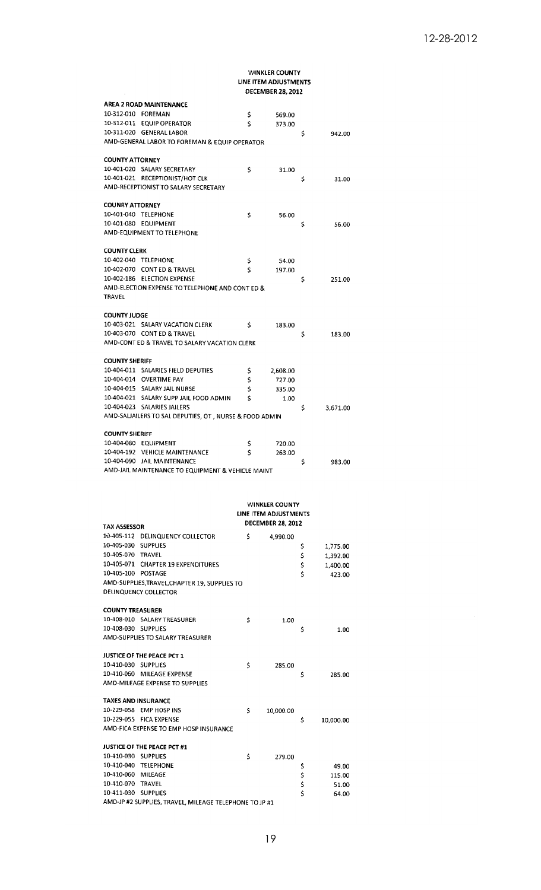12-28-2012

**WINKLER COUNTY**
**LINE ITEM ADJUSTMENTS**
**DECEMBER 28, 2012**

| | | |
|---|---|---|
| **AREA 2 ROAD MAINTENANCE** | | |
| 10-312-010 FOREMAN | $ 569.00 | |
| 10-312-011 EQUIP OPERATOR | $ 373.00 | |
| 10-311-020 GENERAL LABOR | | $ 942.00 |
| AMD-GENERAL LABOR TO FOREMAN & EQUIP OPERATOR | | |
| | | |
| **COUNTY ATTORNEY** | | |
| 10-401-020 SALARY SECRETARY | $ 31.00 | |
| 10-401-021 RECEPTIONIST/HOT CLK | | $ 31.00 |
| AMD-RECEPTIONIST TO SALARY SECRETARY | | |
| | | |
| **COUNRY ATTORNEY** | | |
| 10-401-040 TELEPHONE | $ 56.00 | |
| 10-401-080 EQUIPMENT | | $ 56.00 |
| AMD-EQUIPMENT TO TELEPHONE | | |
| | | |
| **COUNTY CLERK** | | |
| 10-402-040 TELEPHONE | $ 54.00 | |
| 10-402-070 CONT ED & TRAVEL | $ 197.00 | |
| 10-402-186 ELECTION EXPENSE | | $ 251.00 |
| AMD-ELECTION EXPENSE TO TELEPHONE AND CONT ED & TRAVEL | | |
| | | |
| **COUNTY JUDGE** | | |
| 10-403-021 SALARY VACATION CLERK | $ 183.00 | |
| 10-403-070 CONT ED & TRAVEL | | $ 183.00 |
| AMD-CONT ED & TRAVEL TO SALARY VACATION CLERK | | |
| | | |
| **COUNTY SHERIFF** | | |
| 10-404-011 SALARIES FIELD DEPUTIES | $ 2,608.00 | |
| 10-404-014 OVERTIME PAY | $ 727.00 | |
| 10-404-015 SALARY JAIL NURSE | $ 335.00 | |
| 10-404-021 SALARY SUPP JAIL FOOD ADMIN | $ 1.00 | |
| 10-404-023 SALARIES JAILERS | | $ 3,671.00 |
| AMD-SALJAILERS TO SAL DEPUTIES, OT , NURSE & FOOD ADMIN | | |
| | | |
| **COUNTY SHERIFF** | | |
| 10-404-080 EQUIPMENT | $ 720.00 | |
| 10-404-192 VEHICLE MAINTENANCE | $ 263.00 | |
| 10-404-090 JAIL MAINTENANCE | | $ 983.00 |
| AMD-JAIL MAINTENANCE TO EQUIPMENT & VEHICLE MAINT | | |

**WINKLER COUNTY**
**LINE ITEM ADJUSTMENTS**
**DECEMBER 28, 2012**

| | | |
|---|---|---|
| **TAX ASSESSOR** | | |
| 10-405-112 DELINQUENCY COLLECTOR | $ 4,990.00 | |
| 10-405-030 SUPPLIES | | $ 1,775.00 |
| 10-405-070 TRAVEL | | $ 1,392.00 |
| 10-405-071 CHAPTER 19 EXPENDITURES | | $ 1,400.00 |
| 10-405-100 POSTAGE | | $ 423.00 |
| AMD-SUPPLIES,TRAVEL,CHAPTER 19, SUPPLIES TO DELINQUENCY COLLECTOR | | |
| | | |
| **COUNTY TREASURER** | | |
| 10-408-010 SALARY TREASURER | $ 1.00 | |
| 10-408-030 SUPPLIES | | $ 1.00 |
| AMD-SUPPLIES TO SALARY TREASURER | | |
| | | |
| **JUSTICE OF THE PEACE PCT 1** | | |
| 10-410-030 SUPPLIES | $ 285.00 | |
| 10-410-060 MILEAGE EXPENSE | | $ 285.00 |
| AMD-MILEAGE EXPENSE TO SUPPLIES | | |
| | | |
| **TAXES AND INSURANCE** | | |
| 10-229-058 EMP HOSP INS | $ 10,000.00 | |
| 10-229-055 FICA EXPENSE | | $ 10,000.00 |
| AMD-FICA EXPENSE TO EMP HOSP INSURANCE | | |
| | | |
| **JUSTICE OF THE PEACE PCT #1** | | |
| 10-410-030 SUPPLIES | $ 279.00 | |
| 10-410-040 TELEPHONE | | $ 49.00 |
| 10-410-060 MILEAGE | | $ 115.00 |
| 10-410-070 TRAVEL | | $ 51.00 |
| 10-411-030 SUPPLIES | | $ 64.00 |
| AMD-JP #2 SUPPLIES, TRAVEL, MILEAGE TELEPHONE TO JP #1 | | |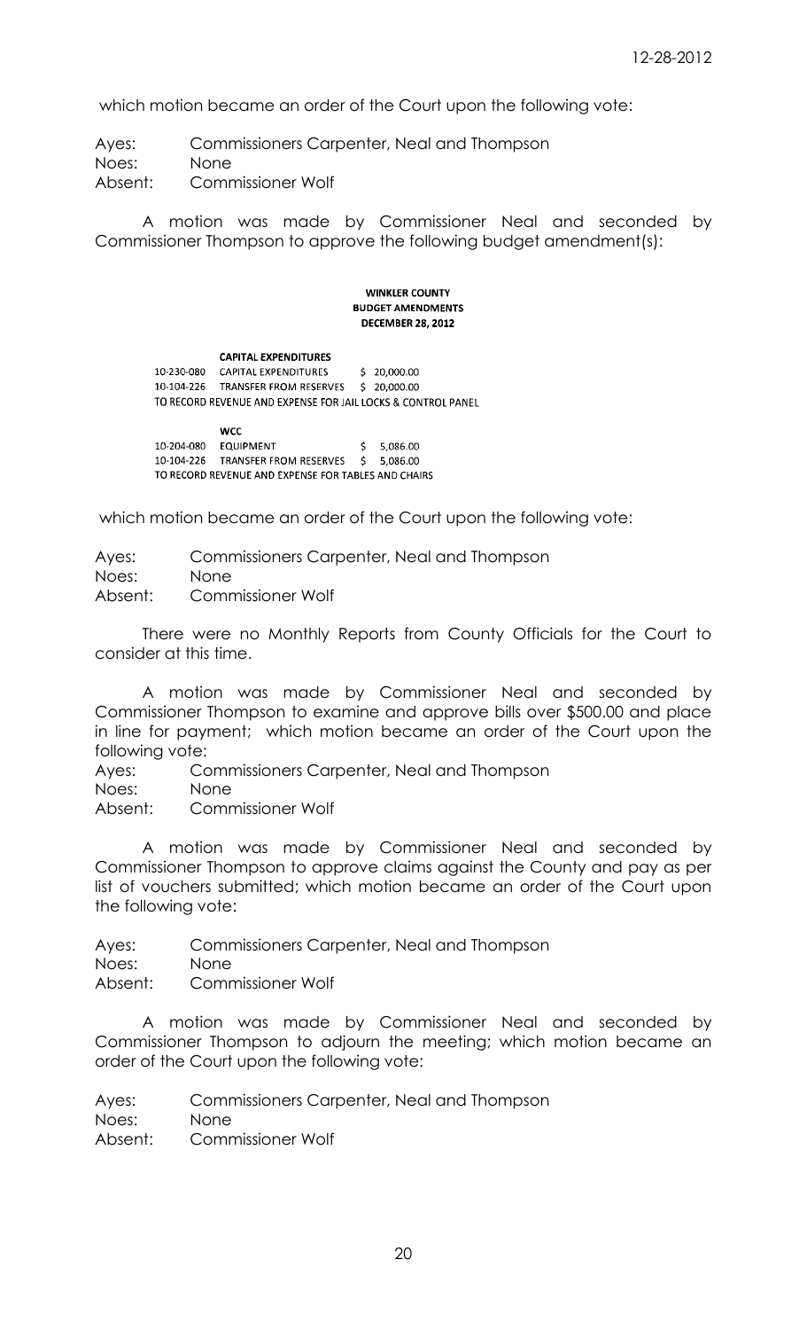which motion became an order of the Court upon the following vote:

Ayes: Commissioners Carpenter, Neal and Thompson
Noes: None
Absent: Commissioner Wolf

A motion was made by Commissioner Neal and seconded by Commissioner Thompson to approve the following budget amendment(s):

**WINKLER COUNTY**
**BUDGET AMENDMENTS**
**DECEMBER 28, 2012**

| | | |
|---|---|---|
| | **CAPITAL EXPENDITURES** | |
| 10-230-080 | CAPITAL EXPENDITURES | $ 20,000.00 |
| 10-104-226 | TRANSFER FROM RESERVES | $ 20,000.00 |
| TO RECORD REVENUE AND EXPENSE FOR JAIL LOCKS & CONTROL PANEL | | |
| | **WCC** | |
| 10-204-080 | EQUIPMENT | $ 5,086.00 |
| 10-104-226 | TRANSFER FROM RESERVES | $ 5,086.00 |
| TO RECORD REVENUE AND EXPENSE FOR TABLES AND CHAIRS | | |

which motion became an order of the Court upon the following vote:

Ayes: Commissioners Carpenter, Neal and Thompson
Noes: None
Absent: Commissioner Wolf

There were no Monthly Reports from County Officials for the Court to consider at this time.

A motion was made by Commissioner Neal and seconded by Commissioner Thompson to examine and approve bills over $500.00 and place in line for payment; which motion became an order of the Court upon the following vote:

Ayes: Commissioners Carpenter, Neal and Thompson
Noes: None
Absent: Commissioner Wolf

A motion was made by Commissioner Neal and seconded by Commissioner Thompson to approve claims against the County and pay as per list of vouchers submitted; which motion became an order of the Court upon the following vote:

Ayes: Commissioners Carpenter, Neal and Thompson
Noes: None
Absent: Commissioner Wolf

A motion was made by Commissioner Neal and seconded by Commissioner Thompson to adjourn the meeting; which motion became an order of the Court upon the following vote:

Ayes: Commissioners Carpenter, Neal and Thompson
Noes: None
Absent: Commissioner Wolf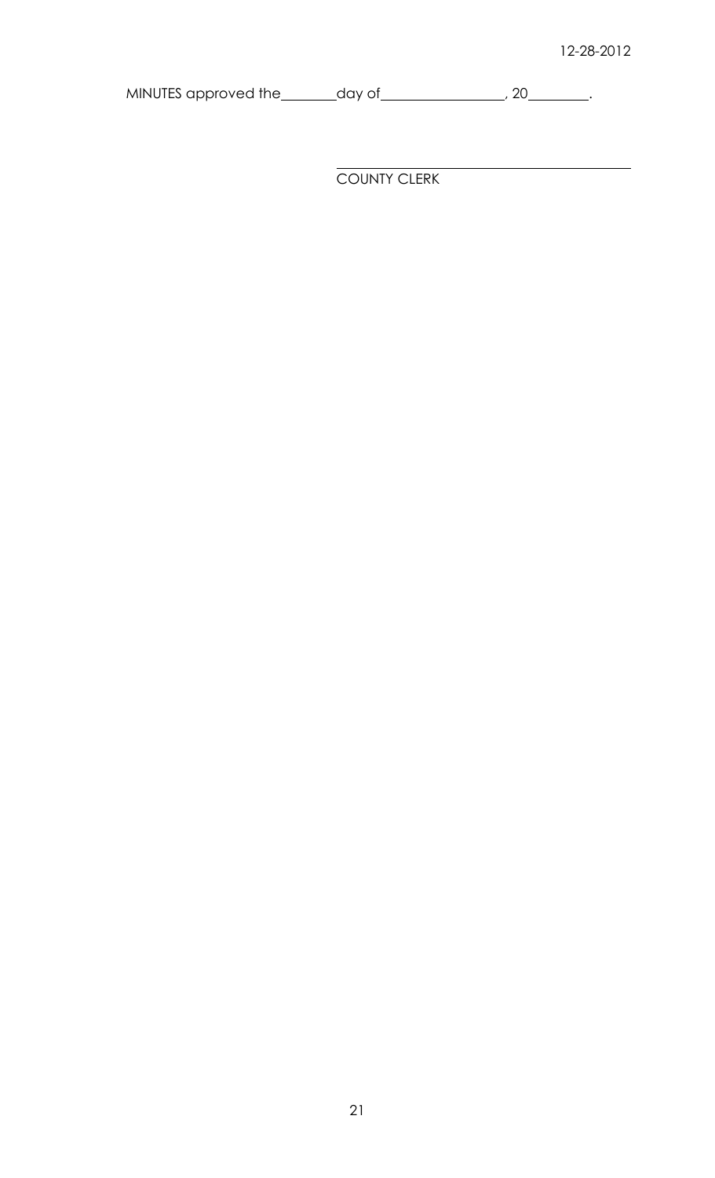MINUTES approved the\_\_\_\_\_\_\_day of\_\_\_\_\_\_\_\_\_\_\_\_\_\_\_\_, 20\_\_\_\_\_\_\_\_.

\_\_\_\_\_\_\_\_\_\_\_\_\_\_\_\_\_\_\_\_\_\_\_\_\_\_\_\_\_\_\_\_\_\_\_\_\_\_\_\_

COUNTY CLERK